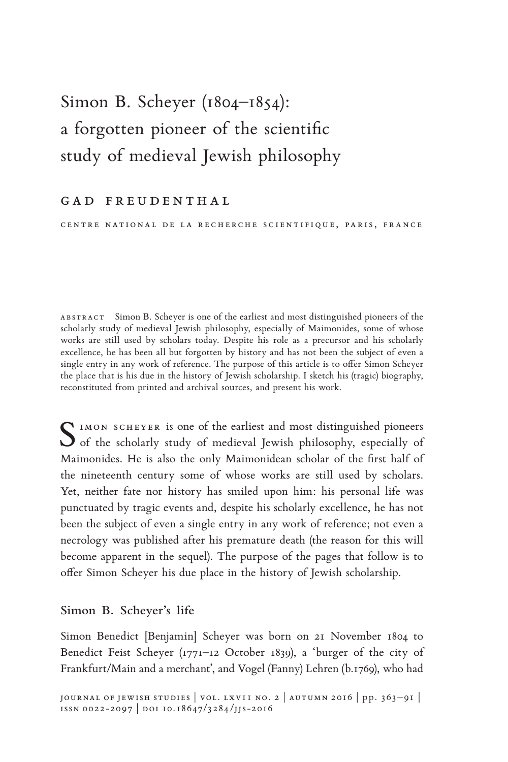# Simon B. Scheyer (1804–1854): a forgotten pioneer of the scientific study of medieval Jewish philosophy

GAD FREUDENTHAL

CENTRE NATIONAL DE LA RECHERCHE SCIENTIFIQUE, PARIS, FRANCE

ABSTRACT Simon B. Scheyer is one of the earliest and most distinguished pioneers of the scholarly study of medieval Jewish philosophy, especially of Maimonides, some of whose works are still used by scholars today. Despite his role as a precursor and his scholarly excellence, he has been all but forgotten by history and has not been the subject of even a single entry in any work of reference. The purpose of this article is to offer Simon Scheyer the place that is his due in the history of Jewish scholarship. I sketch his (tragic) biography, reconstituted from printed and archival sources, and present his work.

SIMON SCHEYER is one of the earliest and most distinguished pioneers of the scholarly study of medieval Jewish philosophy, especially of Maimonides. He is also the only Maimonidean scholar of the first half of the nineteenth century some of whose works are still used by scholars. Yet, neither fate nor history has smiled upon him: his personal life was punctuated by tragic events and, despite his scholarly excellence, he has not been the subject of even a single entry in any work of reference; not even a necrology was published after his premature death (the reason for this will become apparent in the sequel). The purpose of the pages that follow is to offer Simon Scheyer his due place in the history of Jewish scholarship.

## Simon B. Scheyer's life

Simon Benedict [Benjamin] Scheyer was born on 21 November 1804 to Benedict Feist Scheyer (1771–12 October 1839), a 'burger of the city of Frankfurt/Main and a merchant', and Vogel (Fanny) Lehren (b.1769), who had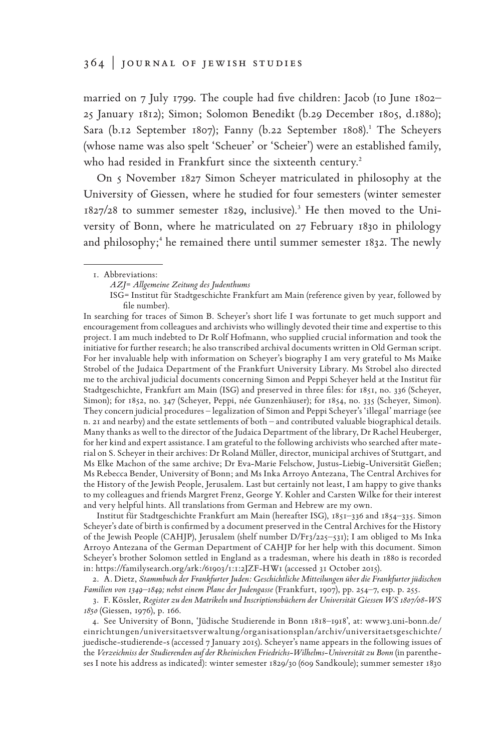married on 7 July 1799. The couple had five children: Jacob (10 June 1802–25 January 1812); Simon; Solomon Benedikt (b.29 December 1805, d.1880); Sara (b.12 September 1807); Fanny (b.22 September 1808).[1] The Scheyers (whose name was also spelt 'Scheuer' or 'Scheier') were an established family, who had resided in Frankfurt since the sixteenth century.[2]

On 5 November 1827 Simon Scheyer matriculated in philosophy at the University of Giessen, where he studied for four semesters (winter semester 1827/28 to summer semester 1829, inclusive).[3] He then moved to the University of Bonn, where he matriculated on 27 February 1830 in philology and philosophy;[4] he remained there until summer semester 1832. The newly

---

1. Abbreviations:

*AZJ*= *Allgemeine Zeitung des Judenthums*

ISG= Institut für Stadtgeschichte Frankfurt am Main (reference given by year, followed by file number).

In searching for traces of Simon B. Scheyer's short life I was fortunate to get much support and encouragement from colleagues and archivists who willingly devoted their time and expertise to this project. I am much indebted to Dr Rolf Hofmann, who supplied crucial information and took the initiative for further research; he also transcribed archival documents written in Old German script. For her invaluable help with information on Scheyer's biography I am very grateful to Ms Maike Strobel of the Judaica Department of the Frankfurt University Library. Ms Strobel also directed me to the archival judicial documents concerning Simon and Peppi Scheyer held at the Institut für Stadtgeschichte, Frankfurt am Main (ISG) and preserved in three files: for 1851, no. 336 (Scheyer, Simon); for 1852, no. 347 (Scheyer, Peppi, née Gunzenhäuser); for 1854, no. 335 (Scheyer, Simon). They concern judicial procedures – legalization of Simon and Peppi Scheyer's 'illegal' marriage (see n. 21 and nearby) and the estate settlements of both – and contributed valuable biographical details. Many thanks as well to the director of the Judaica Department of the library, Dr Rachel Heuberger, for her kind and expert assistance. I am grateful to the following archivists who searched after material on S. Scheyer in their archives: Dr Roland Müller, director, municipal archives of Stuttgart, and Ms Elke Machon of the same archive; Dr Eva-Marie Felschow, Justus-Liebig-Universität Gießen; Ms Rebecca Bender, University of Bonn; and Ms Inka Arroyo Antezana, The Central Archives for the History of the Jewish People, Jerusalem. Last but certainly not least, I am happy to give thanks to my colleagues and friends Margret Frenz, George Y. Kohler and Carsten Wilke for their interest and very helpful hints. All translations from German and Hebrew are my own.

Institut für Stadtgeschichte Frankfurt am Main (hereafter ISG), 1851–336 and 1854–335. Simon Scheyer's date of birth is confirmed by a document preserved in the Central Archives for the History of the Jewish People (CAHJP), Jerusalem (shelf number D/Fr3/225–531); I am obliged to Ms Inka Arroyo Antezana of the German Department of CAHJP for her help with this document. Simon Scheyer's brother Solomon settled in England as a tradesman, where his death in 1880 is recorded in: https://familysearch.org/ark:/61903/1:1:2JZF-HW1 (accessed 31 October 2015).

2. A. Dietz, *Stammbuch der Frankfurter Juden: Geschichtliche Mitteilungen über die Frankfurter jüdischen Familien von 1349–1849; nebst einem Plane der Judengasse* (Frankfurt, 1907), pp. 254–7, esp. p. 255.

3. F. Kössler, *Register zu den Matrikeln und Inscriptionsbüchern der Universität Giessen WS 1807/08–WS 1850* (Giessen, 1976), p. 166.

4. See University of Bonn, 'Jüdische Studierende in Bonn 1818–1918', at: www3.uni-bonn.de/einrichtungen/universitaetsverwaltung/organisationsplan/archiv/universitaetsgeschichte/juedische-studierende-s (accessed 7 January 2015). Scheyer's name appears in the following issues of the *Verzeichniss der Studierenden auf der Rheinischen Friedrichs-Wilhelms-Universität zu Bonn* (in parentheses I note his address as indicated): winter semester 1829/30 (609 Sandkoule); summer semester 1830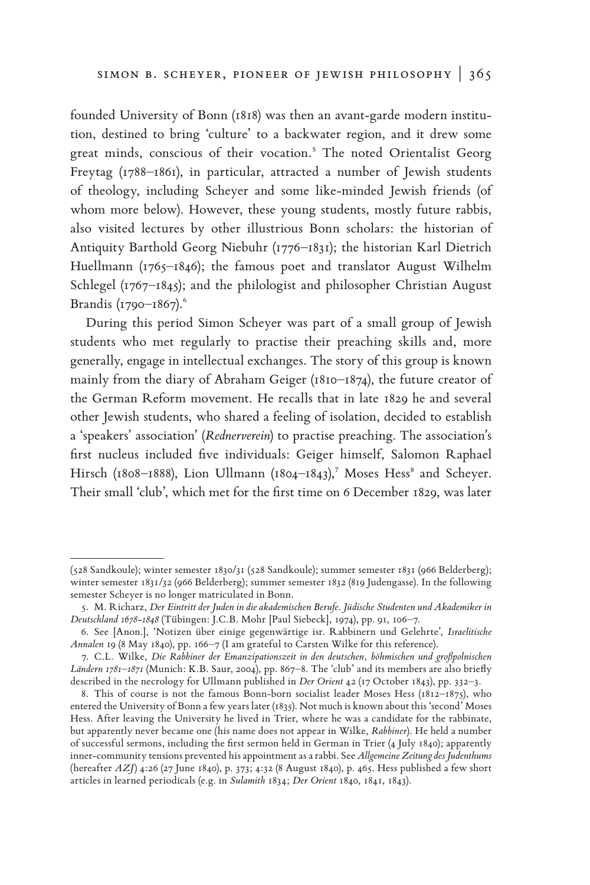founded University of Bonn (1818) was then an avant-garde modern institution, destined to bring 'culture' to a backwater region, and it drew some great minds, conscious of their vocation.[5] The noted Orientalist Georg Freytag (1788–1861), in particular, attracted a number of Jewish students of theology, including Scheyer and some like-minded Jewish friends (of whom more below). However, these young students, mostly future rabbis, also visited lectures by other illustrious Bonn scholars: the historian of Antiquity Barthold Georg Niebuhr (1776–1831); the historian Karl Dietrich Huellmann (1765–1846); the famous poet and translator August Wilhelm Schlegel (1767–1845); and the philologist and philosopher Christian August Brandis (1790–1867).[6]

During this period Simon Scheyer was part of a small group of Jewish students who met regularly to practise their preaching skills and, more generally, engage in intellectual exchanges. The story of this group is known mainly from the diary of Abraham Geiger (1810–1874), the future creator of the German Reform movement. He recalls that in late 1829 he and several other Jewish students, who shared a feeling of isolation, decided to establish a 'speakers' association' (*Rednerverein*) to practise preaching. The association's first nucleus included five individuals: Geiger himself, Salomon Raphael Hirsch (1808–1888), Lion Ullmann (1804–1843),[7] Moses Hess[8] and Scheyer. Their small 'club', which met for the first time on 6 December 1829, was later

---

(528 Sandkoule); winter semester 1830/31 (528 Sandkoule); summer semester 1831 (966 Belderberg); winter semester 1831/32 (966 Belderberg); summer semester 1832 (819 Judengasse). In the following semester Scheyer is no longer matriculated in Bonn.

5. M. Richarz, *Der Eintritt der Juden in die akademischen Berufe. Jüdische Studenten und Akademiker in Deutschland 1678–1848* (Tübingen: J.C.B. Mohr [Paul Siebeck], 1974), pp. 91, 106–7.

6. See [Anon.], 'Notizen über einige gegenwärtige isr. Rabbinern und Gelehrte', *Israelitische Annalen* 19 (8 May 1840), pp. 166–7 (I am grateful to Carsten Wilke for this reference).

7. C.L. Wilke, *Die Rabbiner der Emanzipationszeit in den deutschen, böhmischen und großpolnischen Ländern 1781–1871* (Munich: K.B. Saur, 2004), pp. 867–8. The 'club' and its members are also briefly described in the necrology for Ullmann published in *Der Orient* 42 (17 October 1843), pp. 332–3.

8. This of course is not the famous Bonn-born socialist leader Moses Hess (1812–1875), who entered the University of Bonn a few years later (1835). Not much is known about this 'second' Moses Hess. After leaving the University he lived in Trier, where he was a candidate for the rabbinate, but apparently never became one (his name does not appear in Wilke, *Rabbiner*). He held a number of successful sermons, including the first sermon held in German in Trier (4 July 1840); apparently inner-community tensions prevented his appointment as a rabbi. See *Allgemeine Zeitung des Judenthums* (hereafter *AZJ*) 4:26 (27 June 1840), p. 373; 4:32 (8 August 1840), p. 465. Hess published a few short articles in learned periodicals (e.g. in *Sulamith* 1834; *Der Orient* 1840, 1841, 1843).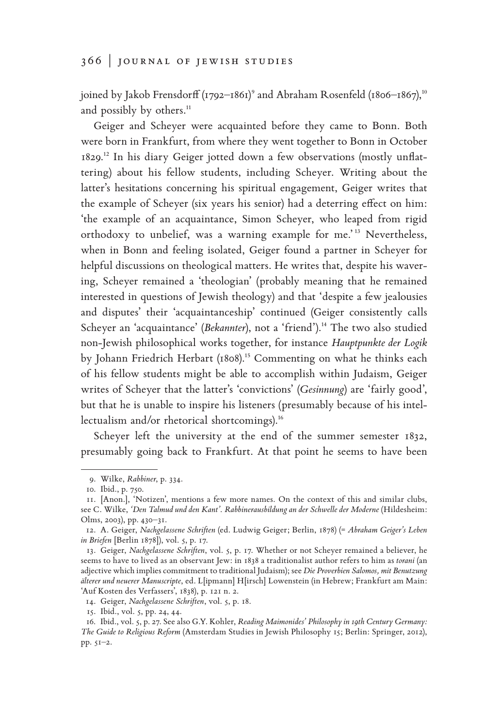joined by Jakob Frensdorff (1792–1861)[9] and Abraham Rosenfeld (1806–1867),[10] and possibly by others.[11]

Geiger and Scheyer were acquainted before they came to Bonn. Both were born in Frankfurt, from where they went together to Bonn in October 1829.[12] In his diary Geiger jotted down a few observations (mostly unflattering) about his fellow students, including Scheyer. Writing about the latter's hesitations concerning his spiritual engagement, Geiger writes that the example of Scheyer (six years his senior) had a deterring effect on him: 'the example of an acquaintance, Simon Scheyer, who leaped from rigid orthodoxy to unbelief, was a warning example for me.'[13] Nevertheless, when in Bonn and feeling isolated, Geiger found a partner in Scheyer for helpful discussions on theological matters. He writes that, despite his wavering, Scheyer remained a 'theologian' (probably meaning that he remained interested in questions of Jewish theology) and that 'despite a few jealousies and disputes' their 'acquaintanceship' continued (Geiger consistently calls Scheyer an 'acquaintance' (*Bekannter*), not a 'friend').[14] The two also studied non-Jewish philosophical works together, for instance *Hauptpunkte der Logik* by Johann Friedrich Herbart (1808).[15] Commenting on what he thinks each of his fellow students might be able to accomplish within Judaism, Geiger writes of Scheyer that the latter's 'convictions' (*Gesinnung*) are 'fairly good', but that he is unable to inspire his listeners (presumably because of his intellectualism and/or rhetorical shortcomings).[16]

Scheyer left the university at the end of the summer semester 1832, presumably going back to Frankfurt. At that point he seems to have been

---

9. Wilke, *Rabbiner*, p. 334.

10. Ibid., p. 750.

11. [Anon.], 'Notizen', mentions a few more names. On the context of this and similar clubs, see C. Wilke, *'Den Talmud und den Kant'. Rabbinerausbildung an der Schwelle der Moderne* (Hildesheim: Olms, 2003), pp. 430–31.

12. A. Geiger, *Nachgelassene Schriften* (ed. Ludwig Geiger; Berlin, 1878) (= *Abraham Geiger's Leben in Briefen* [Berlin 1878]), vol. 5, p. 17.

13. Geiger, *Nachgelassene Schriften*, vol. 5, p. 17. Whether or not Scheyer remained a believer, he seems to have to lived as an observant Jew: in 1838 a traditionalist author refers to him as *torani* (an adjective which implies commitment to traditional Judaism); see *Die Proverbien Salomos, mit Benutzung älterer und neuerer Manuscripte*, ed. L[ipmann] H[irsch] Lowenstein (in Hebrew; Frankfurt am Main: 'Auf Kosten des Verfassers', 1838), p. 121 n. 2.

14. Geiger, *Nachgelassene Schriften*, vol. 5, p. 18.

15. Ibid., vol. 5, pp. 24, 44.

16. Ibid., vol. 5, p. 27. See also G.Y. Kohler, *Reading Maimonides' Philosophy in 19th Century Germany: The Guide to Religious Reform* (Amsterdam Studies in Jewish Philosophy 15; Berlin: Springer, 2012), pp. 51–2.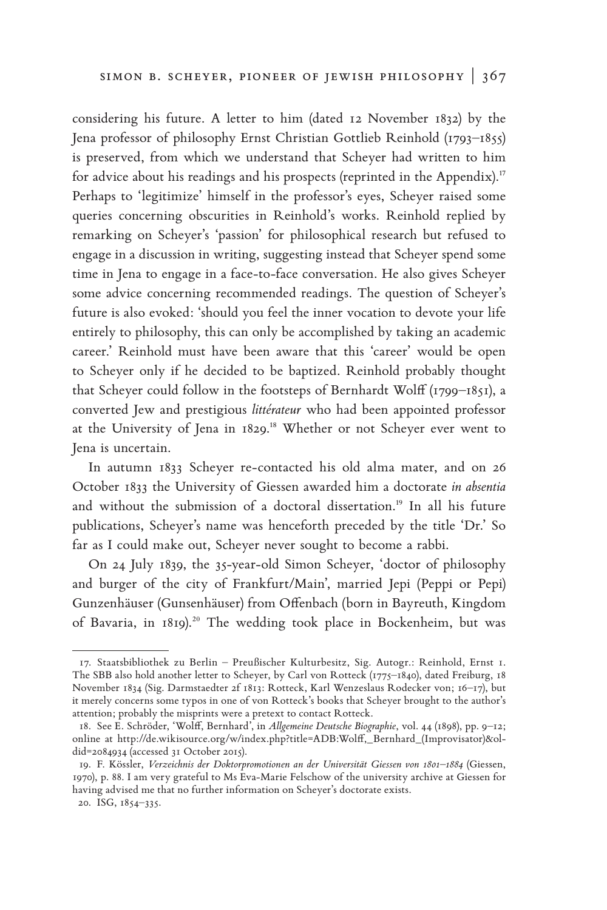considering his future. A letter to him (dated 12 November 1832) by the Jena professor of philosophy Ernst Christian Gottlieb Reinhold (1793–1855) is preserved, from which we understand that Scheyer had written to him for advice about his readings and his prospects (reprinted in the Appendix).[17] Perhaps to 'legitimize' himself in the professor's eyes, Scheyer raised some queries concerning obscurities in Reinhold's works. Reinhold replied by remarking on Scheyer's 'passion' for philosophical research but refused to engage in a discussion in writing, suggesting instead that Scheyer spend some time in Jena to engage in a face-to-face conversation. He also gives Scheyer some advice concerning recommended readings. The question of Scheyer's future is also evoked: 'should you feel the inner vocation to devote your life entirely to philosophy, this can only be accomplished by taking an academic career.' Reinhold must have been aware that this 'career' would be open to Scheyer only if he decided to be baptized. Reinhold probably thought that Scheyer could follow in the footsteps of Bernhardt Wolff (1799–1851), a converted Jew and prestigious *littérateur* who had been appointed professor at the University of Jena in 1829.[18] Whether or not Scheyer ever went to Jena is uncertain.

In autumn 1833 Scheyer re-contacted his old alma mater, and on 26 October 1833 the University of Giessen awarded him a doctorate *in absentia* and without the submission of a doctoral dissertation.[19] In all his future publications, Scheyer's name was henceforth preceded by the title 'Dr.' So far as I could make out, Scheyer never sought to become a rabbi.

On 24 July 1839, the 35-year-old Simon Scheyer, 'doctor of philosophy and burger of the city of Frankfurt/Main', married Jepi (Peppi or Pepi) Gunzenhäuser (Gunsenhäuser) from Offenbach (born in Bayreuth, Kingdom of Bavaria, in 1819).[20] The wedding took place in Bockenheim, but was

---

17. Staatsbibliothek zu Berlin – Preußischer Kulturbesitz, Sig. Autogr.: Reinhold, Ernst 1. The SBB also hold another letter to Scheyer, by Carl von Rotteck (1775–1840), dated Freiburg, 18 November 1834 (Sig. Darmstaedter 2f 1813: Rotteck, Karl Wenzeslaus Rodecker von; 16–17), but it merely concerns some typos in one of von Rotteck's books that Scheyer brought to the author's attention; probably the misprints were a pretext to contact Rotteck.

18. See E. Schröder, 'Wolff, Bernhard', in *Allgemeine Deutsche Biographie*, vol. 44 (1898), pp. 9–12; online at http://de.wikisource.org/w/index.php?title=ADB:Wolff,_Bernhard_(Improvisator)&oldid=2084934 (accessed 31 October 2015).

19. F. Kössler, *Verzeichnis der Doktorpromotionen an der Universität Giessen von 1801–1884* (Giessen, 1970), p. 88. I am very grateful to Ms Eva-Marie Felschow of the university archive at Giessen for having advised me that no further information on Scheyer's doctorate exists.

20. ISG, 1854–335.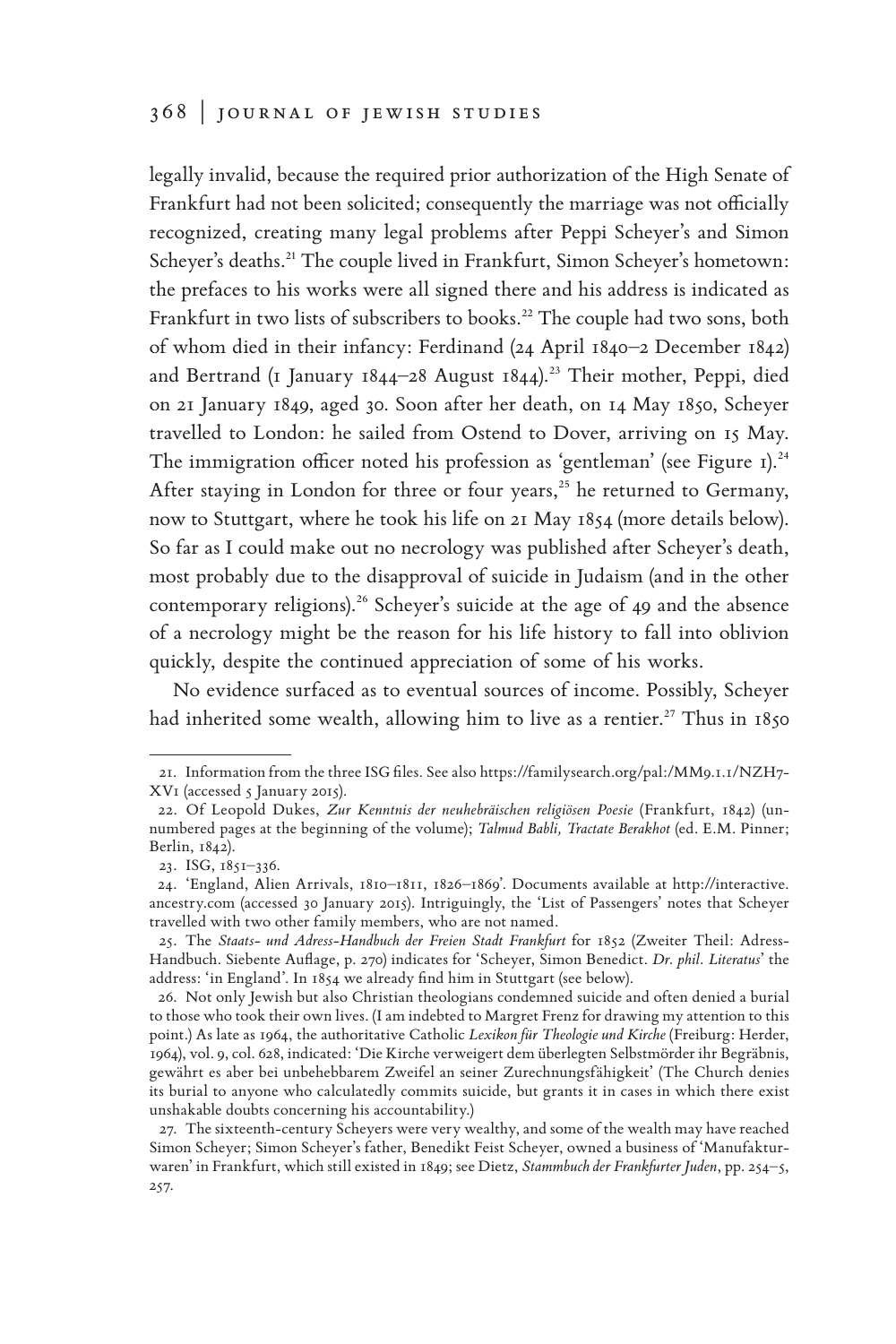legally invalid, because the required prior authorization of the High Senate of Frankfurt had not been solicited; consequently the marriage was not officially recognized, creating many legal problems after Peppi Scheyer's and Simon Scheyer's deaths.[21] The couple lived in Frankfurt, Simon Scheyer's hometown: the prefaces to his works were all signed there and his address is indicated as Frankfurt in two lists of subscribers to books.[22] The couple had two sons, both of whom died in their infancy: Ferdinand (24 April 1840–2 December 1842) and Bertrand (1 January 1844–28 August 1844).[23] Their mother, Peppi, died on 21 January 1849, aged 30. Soon after her death, on 14 May 1850, Scheyer travelled to London: he sailed from Ostend to Dover, arriving on 15 May. The immigration officer noted his profession as 'gentleman' (see Figure 1).[24] After staying in London for three or four years,[25] he returned to Germany, now to Stuttgart, where he took his life on 21 May 1854 (more details below). So far as I could make out no necrology was published after Scheyer's death, most probably due to the disapproval of suicide in Judaism (and in the other contemporary religions).[26] Scheyer's suicide at the age of 49 and the absence of a necrology might be the reason for his life history to fall into oblivion quickly, despite the continued appreciation of some of his works.

No evidence surfaced as to eventual sources of income. Possibly, Scheyer had inherited some wealth, allowing him to live as a rentier.[27] Thus in 1850

---

21. Information from the three ISG files. See also https://familysearch.org/pal:/MM9.1.1/NZH7-XV1 (accessed 5 January 2015).

22. Of Leopold Dukes, *Zur Kenntnis der neuhebräischen religiösen Poesie* (Frankfurt, 1842) (unnumbered pages at the beginning of the volume); *Talmud Babli, Tractate Berakhot* (ed. E.M. Pinner; Berlin, 1842).

23. ISG, 1851–336.

24. 'England, Alien Arrivals, 1810–1811, 1826–1869'. Documents available at http://interactive.ancestry.com (accessed 30 January 2015). Intriguingly, the 'List of Passengers' notes that Scheyer travelled with two other family members, who are not named.

25. The *Staats- und Adress-Handbuch der Freien Stadt Frankfurt* for 1852 (Zweiter Theil: Adress-Handbuch. Siebente Auflage, p. 270) indicates for 'Scheyer, Simon Benedict. *Dr. phil. Literatus*' the address: 'in England'. In 1854 we already find him in Stuttgart (see below).

26. Not only Jewish but also Christian theologians condemned suicide and often denied a burial to those who took their own lives. (I am indebted to Margret Frenz for drawing my attention to this point.) As late as 1964, the authoritative Catholic *Lexikon für Theologie und Kirche* (Freiburg: Herder, 1964), vol. 9, col. 628, indicated: 'Die Kirche verweigert dem überlegten Selbstmörder ihr Begräbnis, gewährt es aber bei unbehebbarem Zweifel an seiner Zurechnungsfähigkeit' (The Church denies its burial to anyone who calculatedly commits suicide, but grants it in cases in which there exist unshakable doubts concerning his accountability.)

27. The sixteenth-century Scheyers were very wealthy, and some of the wealth may have reached Simon Scheyer; Simon Scheyer's father, Benedikt Feist Scheyer, owned a business of 'Manufakturwaren' in Frankfurt, which still existed in 1849; see Dietz, *Stammbuch der Frankfurter Juden*, pp. 254–5, 257.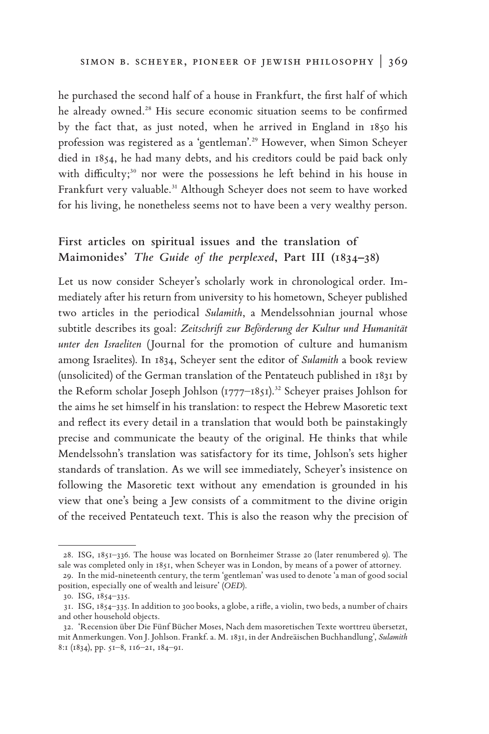he purchased the second half of a house in Frankfurt, the first half of which he already owned.[28] His secure economic situation seems to be confirmed by the fact that, as just noted, when he arrived in England in 1850 his profession was registered as a 'gentleman'.[29] However, when Simon Scheyer died in 1854, he had many debts, and his creditors could be paid back only with difficulty;[30] nor were the possessions he left behind in his house in Frankfurt very valuable.[31] Although Scheyer does not seem to have worked for his living, he nonetheless seems not to have been a very wealthy person.

## First articles on spiritual issues and the translation of Maimonides' *The Guide of the perplexed*, Part III (1834–38)

Let us now consider Scheyer's scholarly work in chronological order. Immediately after his return from university to his hometown, Scheyer published two articles in the periodical *Sulamith*, a Mendelssohnian journal whose subtitle describes its goal: *Zeitschrift zur Beförderung der Kultur und Humanität unter den Israeliten* (Journal for the promotion of culture and humanism among Israelites). In 1834, Scheyer sent the editor of *Sulamith* a book review (unsolicited) of the German translation of the Pentateuch published in 1831 by the Reform scholar Joseph Johlson (1777–1851).[32] Scheyer praises Johlson for the aims he set himself in his translation: to respect the Hebrew Masoretic text and reflect its every detail in a translation that would both be painstakingly precise and communicate the beauty of the original. He thinks that while Mendelssohn's translation was satisfactory for its time, Johlson's sets higher standards of translation. As we will see immediately, Scheyer's insistence on following the Masoretic text without any emendation is grounded in his view that one's being a Jew consists of a commitment to the divine origin of the received Pentateuch text. This is also the reason why the precision of

---

28. ISG, 1851–336. The house was located on Bornheimer Strasse 20 (later renumbered 9). The sale was completed only in 1851, when Scheyer was in London, by means of a power of attorney.

29. In the mid-nineteenth century, the term 'gentleman' was used to denote 'a man of good social position, especially one of wealth and leisure' (*OED*).

30. ISG, 1854–335.

31. ISG, 1854–335. In addition to 300 books, a globe, a rifle, a violin, two beds, a number of chairs and other household objects.

32. 'Recension über Die Fünf Bücher Moses, Nach dem masoretischen Texte worttreu übersetzt, mit Anmerkungen. Von J. Johlson. Frankf. a. M. 1831, in der Andreäischen Buchhandlung', *Sulamith* 8:1 (1834), pp. 51–8, 116–21, 184–91.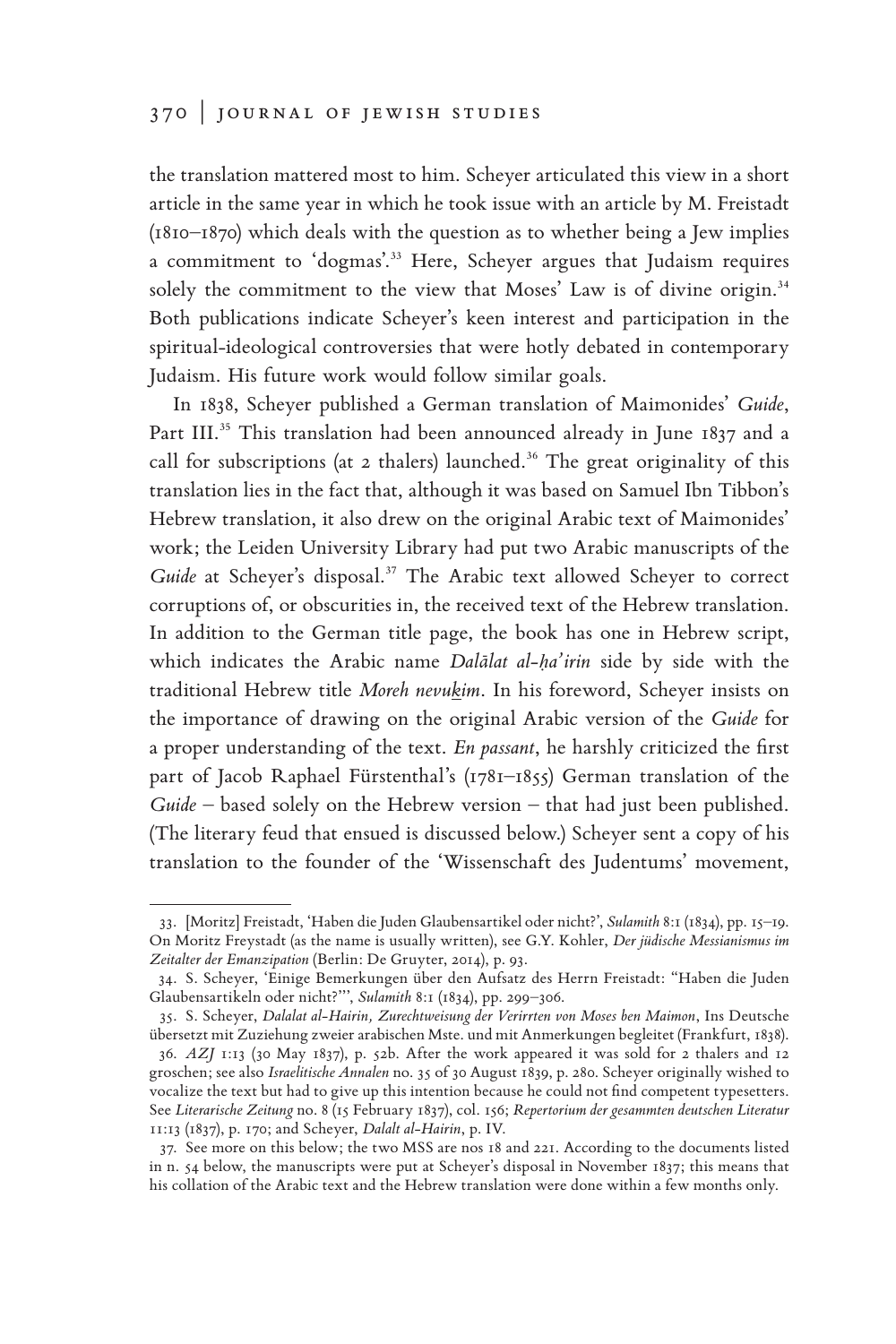the translation mattered most to him. Scheyer articulated this view in a short article in the same year in which he took issue with an article by M. Freistadt (1810–1870) which deals with the question as to whether being a Jew implies a commitment to 'dogmas'.[33] Here, Scheyer argues that Judaism requires solely the commitment to the view that Moses' Law is of divine origin.[34] Both publications indicate Scheyer's keen interest and participation in the spiritual-ideological controversies that were hotly debated in contemporary Judaism. His future work would follow similar goals.

In 1838, Scheyer published a German translation of Maimonides' *Guide*, Part III.[35] This translation had been announced already in June 1837 and a call for subscriptions (at 2 thalers) launched.[36] The great originality of this translation lies in the fact that, although it was based on Samuel Ibn Tibbon's Hebrew translation, it also drew on the original Arabic text of Maimonides' work; the Leiden University Library had put two Arabic manuscripts of the *Guide* at Scheyer's disposal.[37] The Arabic text allowed Scheyer to correct corruptions of, or obscurities in, the received text of the Hebrew translation. In addition to the German title page, the book has one in Hebrew script, which indicates the Arabic name *Dalālat al-ḥa'irin* side by side with the traditional Hebrew title *Moreh nevuḵim*. In his foreword, Scheyer insists on the importance of drawing on the original Arabic version of the *Guide* for a proper understanding of the text. *En passant*, he harshly criticized the first part of Jacob Raphael Fürstenthal's (1781–1855) German translation of the *Guide* – based solely on the Hebrew version – that had just been published. (The literary feud that ensued is discussed below.) Scheyer sent a copy of his translation to the founder of the 'Wissenschaft des Judentums' movement,

---

33. [Moritz] Freistadt, 'Haben die Juden Glaubensartikel oder nicht?', *Sulamith* 8:1 (1834), pp. 15–19. On Moritz Freystadt (as the name is usually written), see G.Y. Kohler, *Der jüdische Messianismus im Zeitalter der Emanzipation* (Berlin: De Gruyter, 2014), p. 93.

34. S. Scheyer, 'Einige Bemerkungen über den Aufsatz des Herrn Freistadt: "Haben die Juden Glaubensartikeln oder nicht?"', *Sulamith* 8:1 (1834), pp. 299–306.

35. S. Scheyer, *Dalalat al-Hairin, Zurechtweisung der Verirrten von Moses ben Maimon*, Ins Deutsche übersetzt mit Zuziehung zweier arabischen Mste. und mit Anmerkungen begleitet (Frankfurt, 1838).

36. *AZJ* 1:13 (30 May 1837), p. 52b. After the work appeared it was sold for 2 thalers and 12 groschen; see also *Israelitische Annalen* no. 35 of 30 August 1839, p. 280. Scheyer originally wished to vocalize the text but had to give up this intention because he could not find competent typesetters. See *Literarische Zeitung* no. 8 (15 February 1837), col. 156; *Repertorium der gesammten deutschen Literatur* 11:13 (1837), p. 170; and Scheyer, *Dalalt al-Hairin*, p. IV.

37. See more on this below; the two MSS are nos 18 and 221. According to the documents listed in n. 54 below, the manuscripts were put at Scheyer's disposal in November 1837; this means that his collation of the Arabic text and the Hebrew translation were done within a few months only.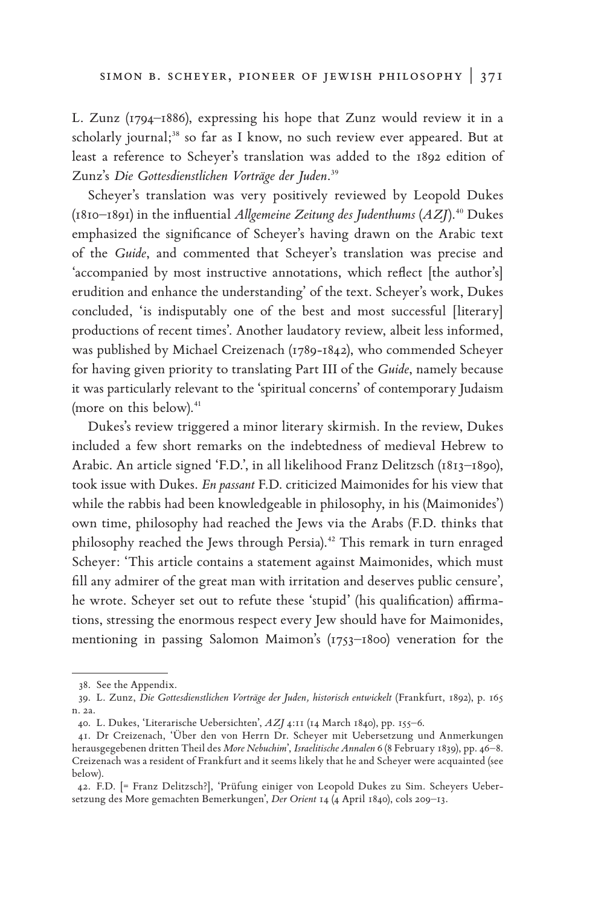L. Zunz (1794–1886), expressing his hope that Zunz would review it in a scholarly journal;[38] so far as I know, no such review ever appeared. But at least a reference to Scheyer's translation was added to the 1892 edition of Zunz's *Die Gottesdienstlichen Vorträge der Juden*.[39]

Scheyer's translation was very positively reviewed by Leopold Dukes (1810–1891) in the influential *Allgemeine Zeitung des Judenthums* (*AZJ*).[40] Dukes emphasized the significance of Scheyer's having drawn on the Arabic text of the *Guide*, and commented that Scheyer's translation was precise and 'accompanied by most instructive annotations, which reflect [the author's] erudition and enhance the understanding' of the text. Scheyer's work, Dukes concluded, 'is indisputably one of the best and most successful [literary] productions of recent times'. Another laudatory review, albeit less informed, was published by Michael Creizenach (1789-1842), who commended Scheyer for having given priority to translating Part III of the *Guide*, namely because it was particularly relevant to the 'spiritual concerns' of contemporary Judaism (more on this below).[41]

Dukes's review triggered a minor literary skirmish. In the review, Dukes included a few short remarks on the indebtedness of medieval Hebrew to Arabic. An article signed 'F.D.', in all likelihood Franz Delitzsch (1813–1890), took issue with Dukes. *En passant* F.D. criticized Maimonides for his view that while the rabbis had been knowledgeable in philosophy, in his (Maimonides') own time, philosophy had reached the Jews via the Arabs (F.D. thinks that philosophy reached the Jews through Persia).[42] This remark in turn enraged Scheyer: 'This article contains a statement against Maimonides, which must fill any admirer of the great man with irritation and deserves public censure', he wrote. Scheyer set out to refute these 'stupid' (his qualification) affirmations, stressing the enormous respect every Jew should have for Maimonides, mentioning in passing Salomon Maimon's (1753–1800) veneration for the

---

38. See the Appendix.

39. L. Zunz, *Die Gottesdienstlichen Vorträge der Juden, historisch entwickelt* (Frankfurt, 1892), p. 165 n. 2a.

40. L. Dukes, 'Literarische Uebersichten', *AZJ* 4:11 (14 March 1840), pp. 155–6.

41. Dr Creizenach, 'Über den von Herrn Dr. Scheyer mit Uebersetzung und Anmerkungen herausgegebenen dritten Theil des *More Nebuchim*', *Israelitische Annalen* 6 (8 February 1839), pp. 46–8. Creizenach was a resident of Frankfurt and it seems likely that he and Scheyer were acquainted (see below).

42. F.D. [= Franz Delitzsch?], 'Prüfung einiger von Leopold Dukes zu Sim. Scheyers Uebersetzung des More gemachten Bemerkungen', *Der Orient* 14 (4 April 1840), cols 209–13.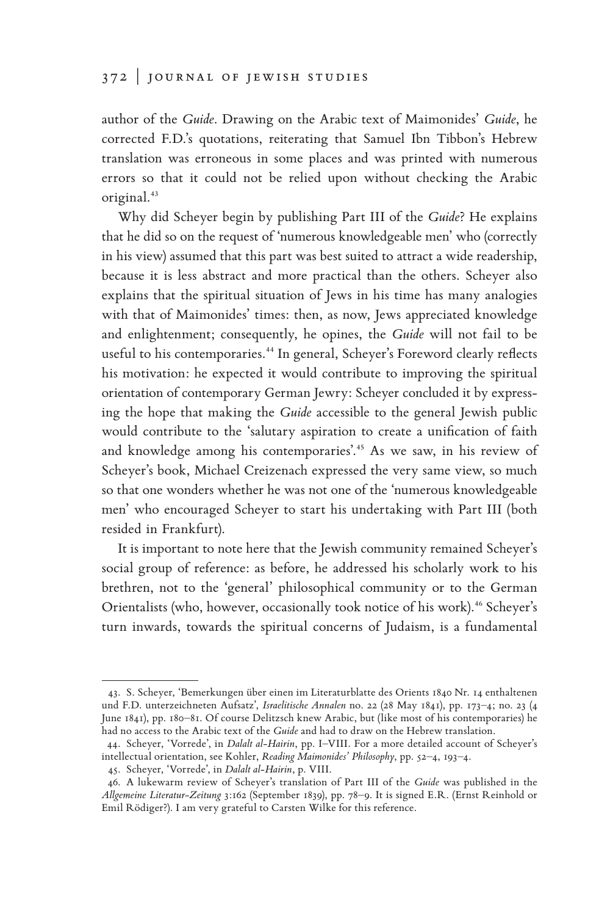author of the *Guide*. Drawing on the Arabic text of Maimonides' *Guide*, he corrected F.D.'s quotations, reiterating that Samuel Ibn Tibbon's Hebrew translation was erroneous in some places and was printed with numerous errors so that it could not be relied upon without checking the Arabic original.[43]

Why did Scheyer begin by publishing Part III of the *Guide*? He explains that he did so on the request of 'numerous knowledgeable men' who (correctly in his view) assumed that this part was best suited to attract a wide readership, because it is less abstract and more practical than the others. Scheyer also explains that the spiritual situation of Jews in his time has many analogies with that of Maimonides' times: then, as now, Jews appreciated knowledge and enlightenment; consequently, he opines, the *Guide* will not fail to be useful to his contemporaries.[44] In general, Scheyer's Foreword clearly reflects his motivation: he expected it would contribute to improving the spiritual orientation of contemporary German Jewry: Scheyer concluded it by expressing the hope that making the *Guide* accessible to the general Jewish public would contribute to the 'salutary aspiration to create a unification of faith and knowledge among his contemporaries'.[45] As we saw, in his review of Scheyer's book, Michael Creizenach expressed the very same view, so much so that one wonders whether he was not one of the 'numerous knowledgeable men' who encouraged Scheyer to start his undertaking with Part III (both resided in Frankfurt).

It is important to note here that the Jewish community remained Scheyer's social group of reference: as before, he addressed his scholarly work to his brethren, not to the 'general' philosophical community or to the German Orientalists (who, however, occasionally took notice of his work).[46] Scheyer's turn inwards, towards the spiritual concerns of Judaism, is a fundamental

---

43. S. Scheyer, 'Bemerkungen über einen im Literaturblatte des Orients 1840 Nr. 14 enthaltenen und F.D. unterzeichneten Aufsatz', *Israelitische Annalen* no. 22 (28 May 1841), pp. 173–4; no. 23 (4 June 1841), pp. 180–81. Of course Delitzsch knew Arabic, but (like most of his contemporaries) he had no access to the Arabic text of the *Guide* and had to draw on the Hebrew translation.

44. Scheyer, 'Vorrede', in *Dalalt al-Hairin*, pp. I–VIII. For a more detailed account of Scheyer's intellectual orientation, see Kohler, *Reading Maimonides' Philosophy*, pp. 52–4, 193–4.

45. Scheyer, 'Vorrede', in *Dalalt al-Hairin*, p. VIII.

46. A lukewarm review of Scheyer's translation of Part III of the *Guide* was published in the *Allgemeine Literatur-Zeitung* 3:162 (September 1839), pp. 78–9. It is signed E.R. (Ernst Reinhold or Emil Rödiger?). I am very grateful to Carsten Wilke for this reference.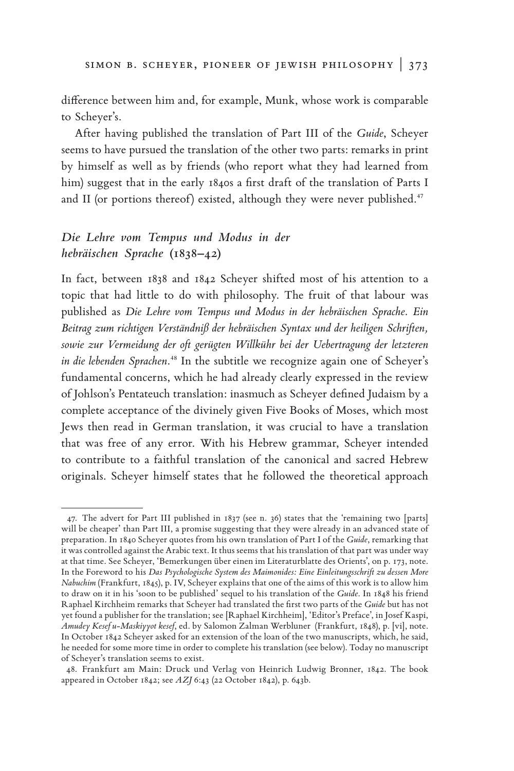difference between him and, for example, Munk, whose work is comparable to Scheyer's.

After having published the translation of Part III of the *Guide*, Scheyer seems to have pursued the translation of the other two parts: remarks in print by himself as well as by friends (who report what they had learned from him) suggest that in the early 1840s a first draft of the translation of Parts I and II (or portions thereof) existed, although they were never published.[47]

## *Die Lehre vom Tempus und Modus in der hebräischen Sprache* (1838–42)

In fact, between 1838 and 1842 Scheyer shifted most of his attention to a topic that had little to do with philosophy. The fruit of that labour was published as *Die Lehre vom Tempus und Modus in der hebräischen Sprache. Ein Beitrag zum richtigen Verständniß der hebräischen Syntax und der heiligen Schriften, sowie zur Vermeidung der oft gerügten Willkühr bei der Uebertragung der letzteren in die lebenden Sprachen*.[48] In the subtitle we recognize again one of Scheyer's fundamental concerns, which he had already clearly expressed in the review of Johlson's Pentateuch translation: inasmuch as Scheyer defined Judaism by a complete acceptance of the divinely given Five Books of Moses, which most Jews then read in German translation, it was crucial to have a translation that was free of any error. With his Hebrew grammar, Scheyer intended to contribute to a faithful translation of the canonical and sacred Hebrew originals. Scheyer himself states that he followed the theoretical approach

---

47. The advert for Part III published in 1837 (see n. 36) states that the 'remaining two [parts] will be cheaper' than Part III, a promise suggesting that they were already in an advanced state of preparation. In 1840 Scheyer quotes from his own translation of Part I of the *Guide*, remarking that it was controlled against the Arabic text. It thus seems that his translation of that part was under way at that time. See Scheyer, 'Bemerkungen über einen im Literaturblatte des Orients', on p. 173, note. In the Foreword to his *Das Psychologische System des Maimonides: Eine Einleitungsschrift zu dessen More Nabuchim* (Frankfurt, 1845), p. IV, Scheyer explains that one of the aims of this work is to allow him to draw on it in his 'soon to be published' sequel to his translation of the *Guide*. In 1848 his friend Raphael Kirchheim remarks that Scheyer had translated the first two parts of the *Guide* but has not yet found a publisher for the translation; see [Raphael Kirchheim], 'Editor's Preface', in Josef Kaspi, *Amudey Kesef u-Maskiyyot kesef*, ed. by Salomon Zalman Werbluner (Frankfurt, 1848), p. [vi], note. In October 1842 Scheyer asked for an extension of the loan of the two manuscripts, which, he said, he needed for some more time in order to complete his translation (see below). Today no manuscript of Scheyer's translation seems to exist.

48. Frankfurt am Main: Druck und Verlag von Heinrich Ludwig Bronner, 1842. The book appeared in October 1842; see *AZJ* 6:43 (22 October 1842), p. 643b.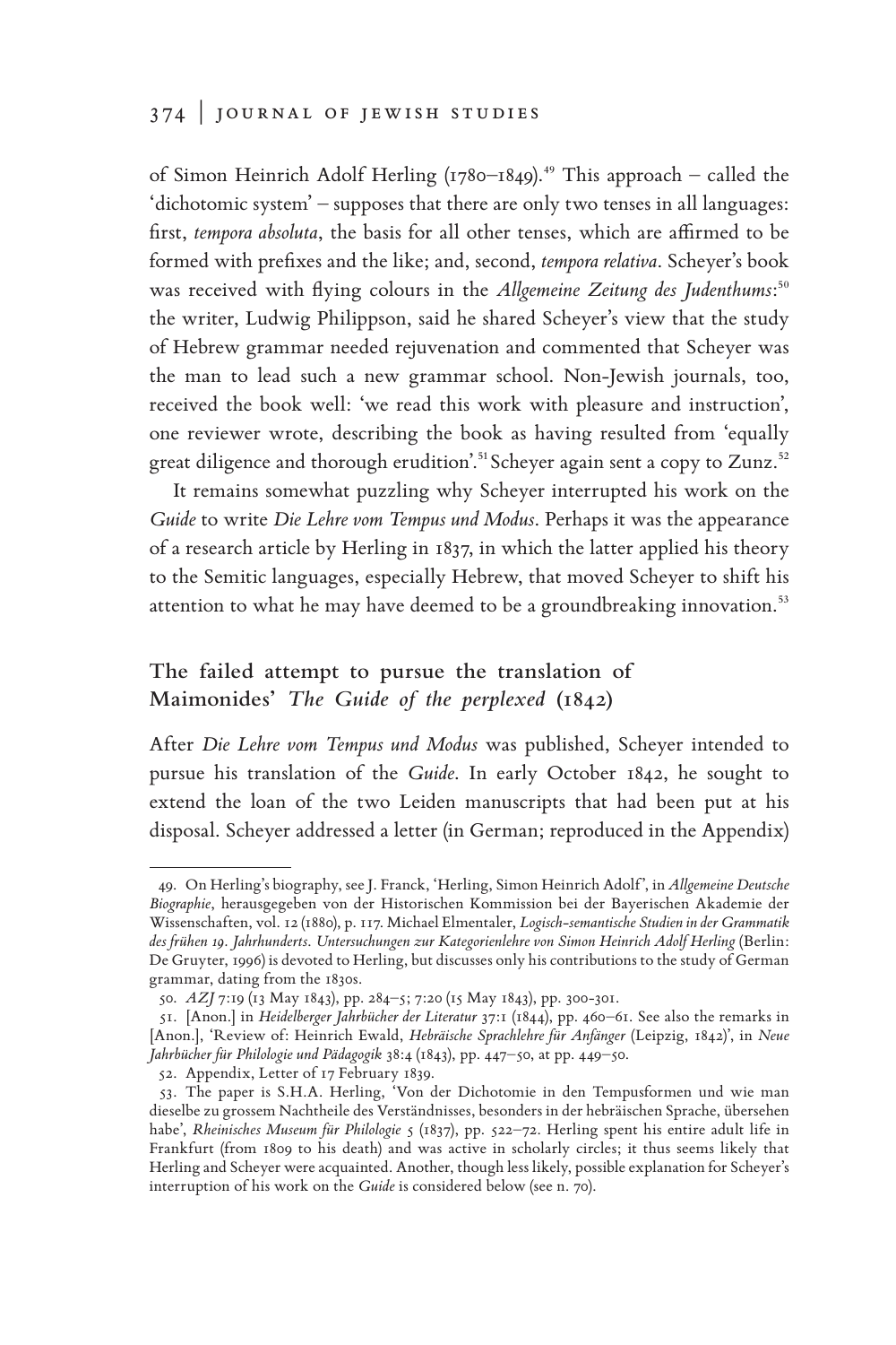of Simon Heinrich Adolf Herling (1780–1849).[49] This approach – called the 'dichotomic system' – supposes that there are only two tenses in all languages: first, *tempora absoluta*, the basis for all other tenses, which are affirmed to be formed with prefixes and the like; and, second, *tempora relativa*. Scheyer's book was received with flying colours in the *Allgemeine Zeitung des Judenthums*:[50] the writer, Ludwig Philippson, said he shared Scheyer's view that the study of Hebrew grammar needed rejuvenation and commented that Scheyer was the man to lead such a new grammar school. Non-Jewish journals, too, received the book well: 'we read this work with pleasure and instruction', one reviewer wrote, describing the book as having resulted from 'equally great diligence and thorough erudition'.[51] Scheyer again sent a copy to Zunz.[52]

It remains somewhat puzzling why Scheyer interrupted his work on the *Guide* to write *Die Lehre vom Tempus und Modus*. Perhaps it was the appearance of a research article by Herling in 1837, in which the latter applied his theory to the Semitic languages, especially Hebrew, that moved Scheyer to shift his attention to what he may have deemed to be a groundbreaking innovation.[53]

## The failed attempt to pursue the translation of Maimonides' *The Guide of the perplexed* (1842)

After *Die Lehre vom Tempus und Modus* was published, Scheyer intended to pursue his translation of the *Guide*. In early October 1842, he sought to extend the loan of the two Leiden manuscripts that had been put at his disposal. Scheyer addressed a letter (in German; reproduced in the Appendix)

---

49. On Herling's biography, see J. Franck, 'Herling, Simon Heinrich Adolf', in *Allgemeine Deutsche Biographie*, herausgegeben von der Historischen Kommission bei der Bayerischen Akademie der Wissenschaften, vol. 12 (1880), p. 117. Michael Elmentaler, *Logisch-semantische Studien in der Grammatik des frühen 19. Jahrhunderts. Untersuchungen zur Kategorienlehre von Simon Heinrich Adolf Herling* (Berlin: De Gruyter, 1996) is devoted to Herling, but discusses only his contributions to the study of German grammar, dating from the 1830s.

50. *AZJ* 7:19 (13 May 1843), pp. 284–5; 7:20 (15 May 1843), pp. 300-301.

51. [Anon.] in *Heidelberger Jahrbücher der Literatur* 37:1 (1844), pp. 460–61. See also the remarks in [Anon.], 'Review of: Heinrich Ewald, *Hebräische Sprachlehre für Anfänger* (Leipzig, 1842)', in *Neue Jahrbücher für Philologie und Pädagogik* 38:4 (1843), pp. 447–50, at pp. 449–50.

52. Appendix, Letter of 17 February 1839.

53. The paper is S.H.A. Herling, 'Von der Dichotomie in den Tempusformen und wie man dieselbe zu grossem Nachtheile des Verständnisses, besonders in der hebräischen Sprache, übersehen habe', *Rheinisches Museum für Philologie* 5 (1837), pp. 522–72. Herling spent his entire adult life in Frankfurt (from 1809 to his death) and was active in scholarly circles; it thus seems likely that Herling and Scheyer were acquainted. Another, though less likely, possible explanation for Scheyer's interruption of his work on the *Guide* is considered below (see n. 70).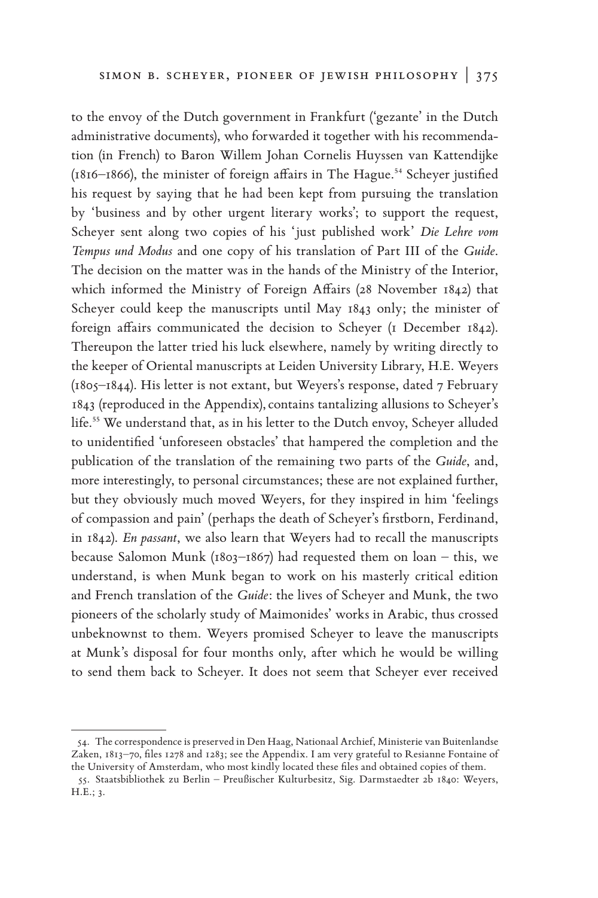to the envoy of the Dutch government in Frankfurt ('gezante' in the Dutch administrative documents), who forwarded it together with his recommendation (in French) to Baron Willem Johan Cornelis Huyssen van Kattendijke (1816–1866), the minister of foreign affairs in The Hague.[54] Scheyer justified his request by saying that he had been kept from pursuing the translation by 'business and by other urgent literary works'; to support the request, Scheyer sent along two copies of his 'just published work' *Die Lehre vom Tempus und Modus* and one copy of his translation of Part III of the *Guide*. The decision on the matter was in the hands of the Ministry of the Interior, which informed the Ministry of Foreign Affairs (28 November 1842) that Scheyer could keep the manuscripts until May 1843 only; the minister of foreign affairs communicated the decision to Scheyer (1 December 1842). Thereupon the latter tried his luck elsewhere, namely by writing directly to the keeper of Oriental manuscripts at Leiden University Library, H.E. Weyers (1805–1844). His letter is not extant, but Weyers's response, dated 7 February 1843 (reproduced in the Appendix), contains tantalizing allusions to Scheyer's life.[55] We understand that, as in his letter to the Dutch envoy, Scheyer alluded to unidentified 'unforeseen obstacles' that hampered the completion and the publication of the translation of the remaining two parts of the *Guide*, and, more interestingly, to personal circumstances; these are not explained further, but they obviously much moved Weyers, for they inspired in him 'feelings of compassion and pain' (perhaps the death of Scheyer's firstborn, Ferdinand, in 1842). *En passant*, we also learn that Weyers had to recall the manuscripts because Salomon Munk (1803–1867) had requested them on loan – this, we understand, is when Munk began to work on his masterly critical edition and French translation of the *Guide*: the lives of Scheyer and Munk, the two pioneers of the scholarly study of Maimonides' works in Arabic, thus crossed unbeknownst to them. Weyers promised Scheyer to leave the manuscripts at Munk's disposal for four months only, after which he would be willing to send them back to Scheyer. It does not seem that Scheyer ever received

---

54. The correspondence is preserved in Den Haag, Nationaal Archief, Ministerie van Buitenlandse Zaken, 1813–70, files 1278 and 1283; see the Appendix. I am very grateful to Resianne Fontaine of the University of Amsterdam, who most kindly located these files and obtained copies of them.

55. Staatsbibliothek zu Berlin – Preußischer Kulturbesitz, Sig. Darmstaedter 2b 1840: Weyers, H.E.; 3.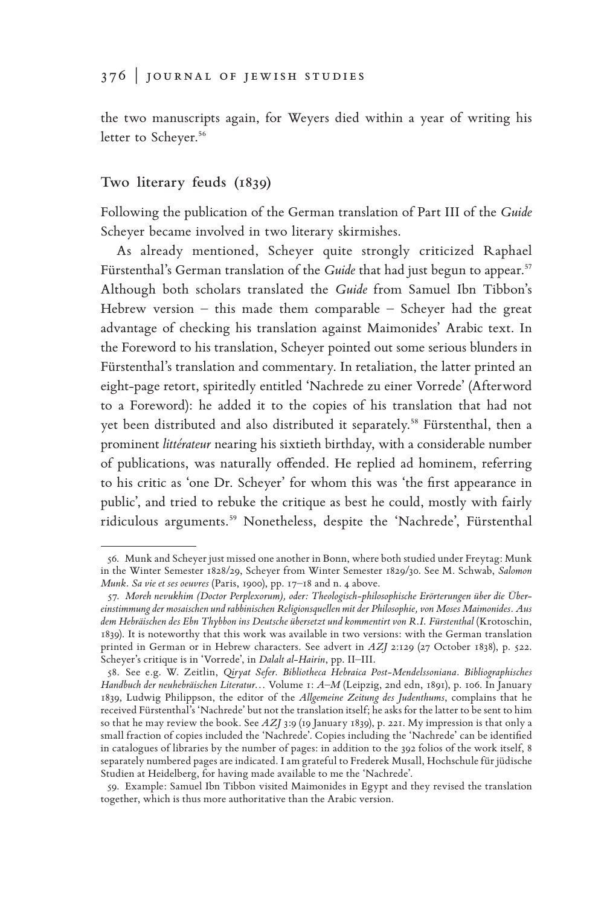the two manuscripts again, for Weyers died within a year of writing his letter to Scheyer.[56]

## Two literary feuds (1839)

Following the publication of the German translation of Part III of the *Guide* Scheyer became involved in two literary skirmishes.

As already mentioned, Scheyer quite strongly criticized Raphael Fürstenthal's German translation of the *Guide* that had just begun to appear.[57] Although both scholars translated the *Guide* from Samuel Ibn Tibbon's Hebrew version – this made them comparable – Scheyer had the great advantage of checking his translation against Maimonides' Arabic text. In the Foreword to his translation, Scheyer pointed out some serious blunders in Fürstenthal's translation and commentary. In retaliation, the latter printed an eight-page retort, spiritedly entitled 'Nachrede zu einer Vorrede' (Afterword to a Foreword): he added it to the copies of his translation that had not yet been distributed and also distributed it separately.[58] Fürstenthal, then a prominent *littérateur* nearing his sixtieth birthday, with a considerable number of publications, was naturally offended. He replied ad hominem, referring to his critic as 'one Dr. Scheyer' for whom this was 'the first appearance in public', and tried to rebuke the critique as best he could, mostly with fairly ridiculous arguments.[59] Nonetheless, despite the 'Nachrede', Fürstenthal

---

56. Munk and Scheyer just missed one another in Bonn, where both studied under Freytag: Munk in the Winter Semester 1828/29, Scheyer from Winter Semester 1829/30. See M. Schwab, *Salomon Munk. Sa vie et ses oeuvres* (Paris, 1900), pp. 17–18 and n. 4 above.

57. *Moreh nevukhim (Doctor Perplexorum), oder: Theologisch-philosophische Erörterungen über die Übereinstimmung der mosaischen und rabbinischen Religionsquellen mit der Philosophie, von Moses Maimonides. Aus dem Hebräischen des Ebn Thybbon ins Deutsche übersetzt und kommentirt von R.I. Fürstenthal* (Krotoschin, 1839). It is noteworthy that this work was available in two versions: with the German translation printed in German or in Hebrew characters. See advert in *AZJ* 2:129 (27 October 1838), p. 522. Scheyer's critique is in 'Vorrede', in *Dalalt al-Hairin*, pp. II–III.

58. See e.g. W. Zeitlin, *Qiryat Sefer. Bibliotheca Hebraica Post-Mendelssoniana. Bibliographisches Handbuch der neuhebräischen Literatur…* Volume 1: *A–M* (Leipzig, 2nd edn, 1891), p. 106. In January 1839, Ludwig Philippson, the editor of the *Allgemeine Zeitung des Judenthums*, complains that he received Fürstenthal's 'Nachrede' but not the translation itself; he asks for the latter to be sent to him so that he may review the book. See *AZJ* 3:9 (19 January 1839), p. 221. My impression is that only a small fraction of copies included the 'Nachrede'. Copies including the 'Nachrede' can be identified in catalogues of libraries by the number of pages: in addition to the 392 folios of the work itself, 8 separately numbered pages are indicated. I am grateful to Frederek Musall, Hochschule für jüdische Studien at Heidelberg, for having made available to me the 'Nachrede'.

59. Example: Samuel Ibn Tibbon visited Maimonides in Egypt and they revised the translation together, which is thus more authoritative than the Arabic version.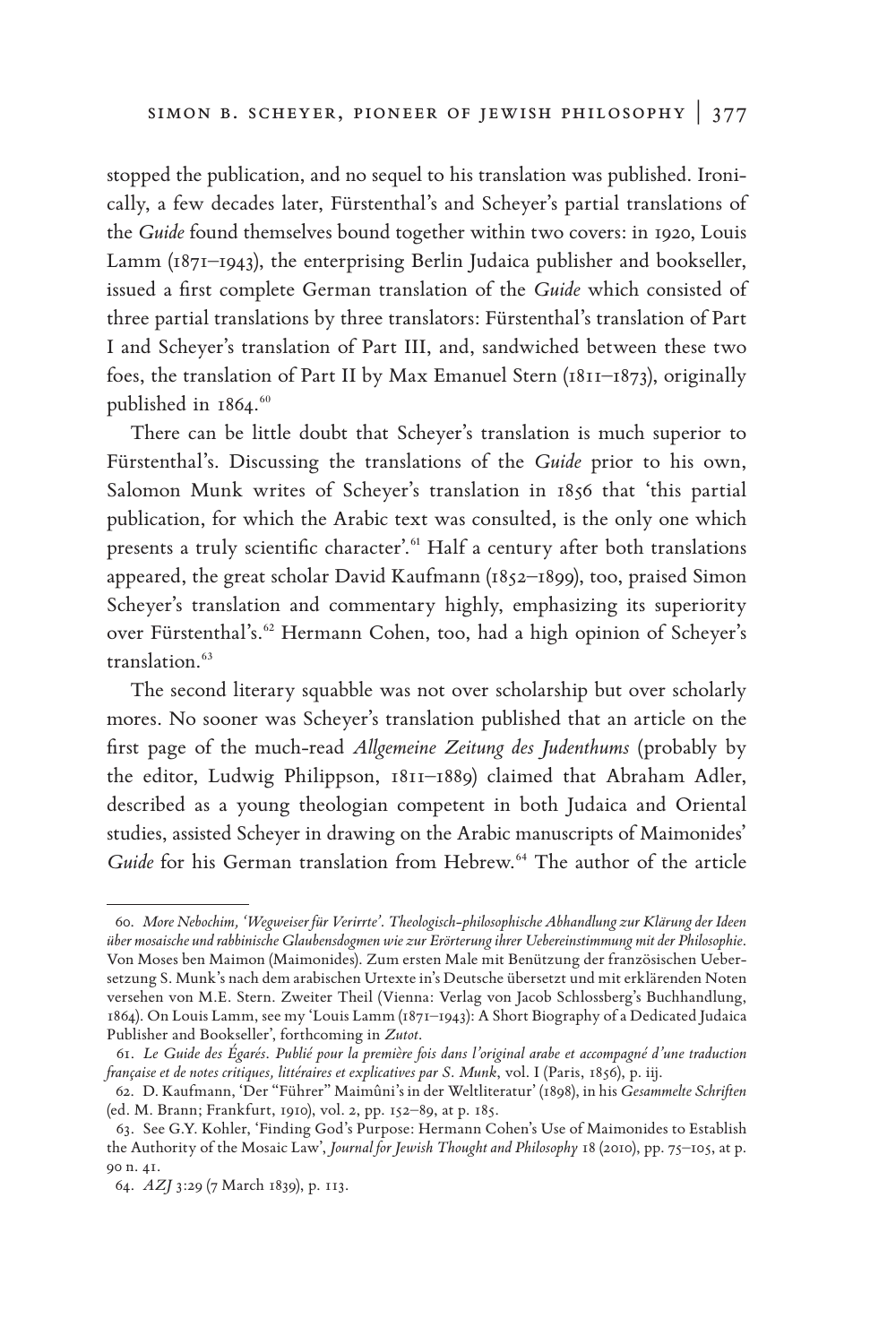stopped the publication, and no sequel to his translation was published. Ironically, a few decades later, Fürstenthal's and Scheyer's partial translations of the *Guide* found themselves bound together within two covers: in 1920, Louis Lamm (1871–1943), the enterprising Berlin Judaica publisher and bookseller, issued a first complete German translation of the *Guide* which consisted of three partial translations by three translators: Fürstenthal's translation of Part I and Scheyer's translation of Part III, and, sandwiched between these two foes, the translation of Part II by Max Emanuel Stern (1811–1873), originally published in 1864.[60]

There can be little doubt that Scheyer's translation is much superior to Fürstenthal's. Discussing the translations of the *Guide* prior to his own, Salomon Munk writes of Scheyer's translation in 1856 that 'this partial publication, for which the Arabic text was consulted, is the only one which presents a truly scientific character'.[61] Half a century after both translations appeared, the great scholar David Kaufmann (1852–1899), too, praised Simon Scheyer's translation and commentary highly, emphasizing its superiority over Fürstenthal's.[62] Hermann Cohen, too, had a high opinion of Scheyer's translation.[63]

The second literary squabble was not over scholarship but over scholarly mores. No sooner was Scheyer's translation published that an article on the first page of the much-read *Allgemeine Zeitung des Judenthums* (probably by the editor, Ludwig Philippson, 1811–1889) claimed that Abraham Adler, described as a young theologian competent in both Judaica and Oriental studies, assisted Scheyer in drawing on the Arabic manuscripts of Maimonides' *Guide* for his German translation from Hebrew.[64] The author of the article

---

60. *More Nebochim, 'Wegweiser für Verirrte'. Theologisch-philosophische Abhandlung zur Klärung der Ideen über mosaische und rabbinische Glaubensdogmen wie zur Erörterung ihrer Uebereinstimmung mit der Philosophie*. Von Moses ben Maimon (Maimonides). Zum ersten Male mit Benützung der französischen Uebersetzung S. Munk's nach dem arabischen Urtexte in's Deutsche übersetzt und mit erklärenden Noten versehen von M.E. Stern. Zweiter Theil (Vienna: Verlag von Jacob Schlossberg's Buchhandlung, 1864). On Louis Lamm, see my 'Louis Lamm (1871–1943): A Short Biography of a Dedicated Judaica Publisher and Bookseller', forthcoming in *Zutot*.

61. *Le Guide des Égarés. Publié pour la première fois dans l'original arabe et accompagné d'une traduction française et de notes critiques, littéraires et explicatives par S. Munk*, vol. I (Paris, 1856), p. iij.

62. D. Kaufmann, 'Der "Führer" Maimûni's in der Weltliteratur' (1898), in his *Gesammelte Schriften* (ed. M. Brann; Frankfurt, 1910), vol. 2, pp. 152–89, at p. 185.

63. See G.Y. Kohler, 'Finding God's Purpose: Hermann Cohen's Use of Maimonides to Establish the Authority of the Mosaic Law', *Journal for Jewish Thought and Philosophy* 18 (2010), pp. 75–105, at p. 90 n. 41.

64. *AZJ* 3:29 (7 March 1839), p. 113.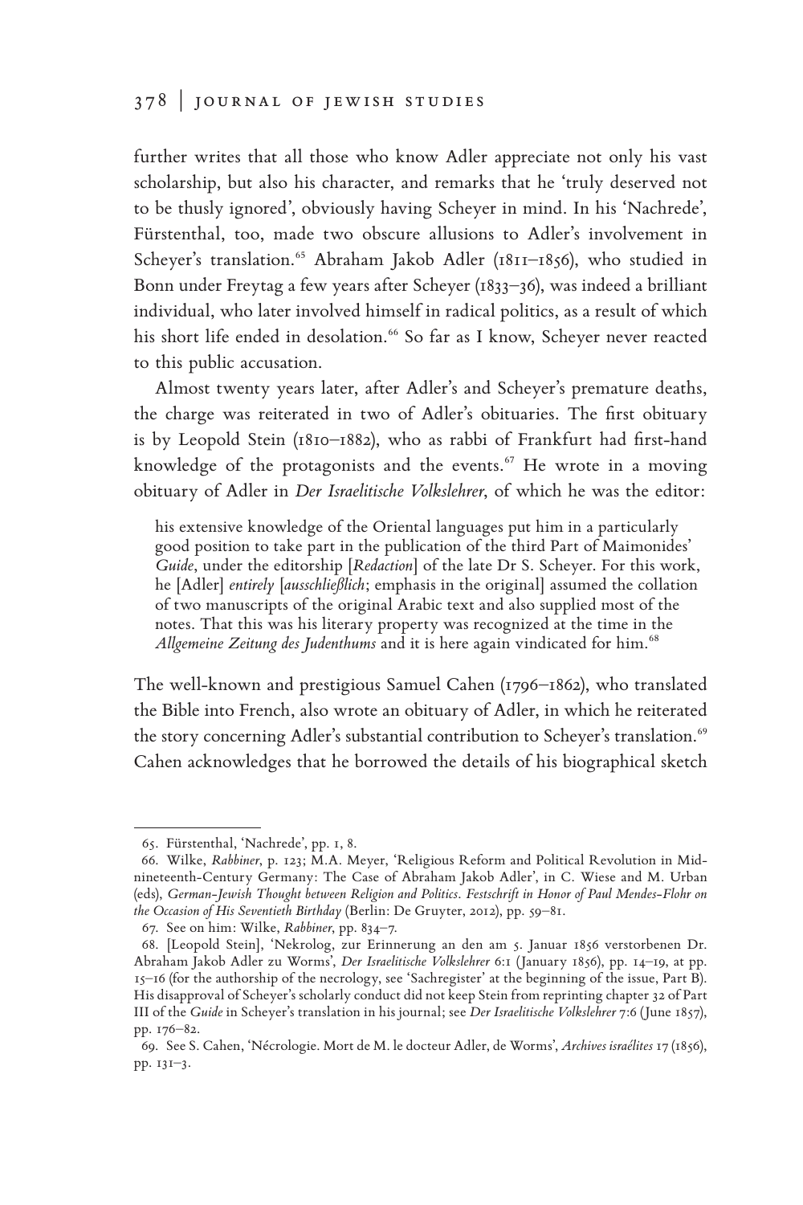further writes that all those who know Adler appreciate not only his vast scholarship, but also his character, and remarks that he 'truly deserved not to be thusly ignored', obviously having Scheyer in mind. In his 'Nachrede', Fürstenthal, too, made two obscure allusions to Adler's involvement in Scheyer's translation.[65] Abraham Jakob Adler (1811–1856), who studied in Bonn under Freytag a few years after Scheyer (1833–36), was indeed a brilliant individual, who later involved himself in radical politics, as a result of which his short life ended in desolation.[66] So far as I know, Scheyer never reacted to this public accusation.

Almost twenty years later, after Adler's and Scheyer's premature deaths, the charge was reiterated in two of Adler's obituaries. The first obituary is by Leopold Stein (1810–1882), who as rabbi of Frankfurt had first-hand knowledge of the protagonists and the events.[67] He wrote in a moving obituary of Adler in *Der Israelitische Volkslehrer*, of which he was the editor:

> his extensive knowledge of the Oriental languages put him in a particularly good position to take part in the publication of the third Part of Maimonides' *Guide*, under the editorship [*Redaction*] of the late Dr S. Scheyer. For this work, he [Adler] *entirely* [*ausschließlich*; emphasis in the original] assumed the collation of two manuscripts of the original Arabic text and also supplied most of the notes. That this was his literary property was recognized at the time in the *Allgemeine Zeitung des Judenthums* and it is here again vindicated for him.[68]

The well-known and prestigious Samuel Cahen (1796–1862), who translated the Bible into French, also wrote an obituary of Adler, in which he reiterated the story concerning Adler's substantial contribution to Scheyer's translation.[69] Cahen acknowledges that he borrowed the details of his biographical sketch

---

65. Fürstenthal, 'Nachrede', pp. 1, 8.

66. Wilke, *Rabbiner*, p. 123; M.A. Meyer, 'Religious Reform and Political Revolution in Mid-nineteenth-Century Germany: The Case of Abraham Jakob Adler', in C. Wiese and M. Urban (eds), *German-Jewish Thought between Religion and Politics. Festschrift in Honor of Paul Mendes-Flohr on the Occasion of His Seventieth Birthday* (Berlin: De Gruyter, 2012), pp. 59–81.

67. See on him: Wilke, *Rabbiner*, pp. 834–7.

68. [Leopold Stein], 'Nekrolog, zur Erinnerung an den am 5. Januar 1856 verstorbenen Dr. Abraham Jakob Adler zu Worms', *Der Israelitische Volkslehrer* 6:1 (January 1856), pp. 14–19, at pp. 15–16 (for the authorship of the necrology, see 'Sachregister' at the beginning of the issue, Part B). His disapproval of Scheyer's scholarly conduct did not keep Stein from reprinting chapter 32 of Part III of the *Guide* in Scheyer's translation in his journal; see *Der Israelitische Volkslehrer* 7:6 (June 1857), pp. 176–82.

69. See S. Cahen, 'Nécrologie. Mort de M. le docteur Adler, de Worms', *Archives israélites* 17 (1856), pp. 131–3.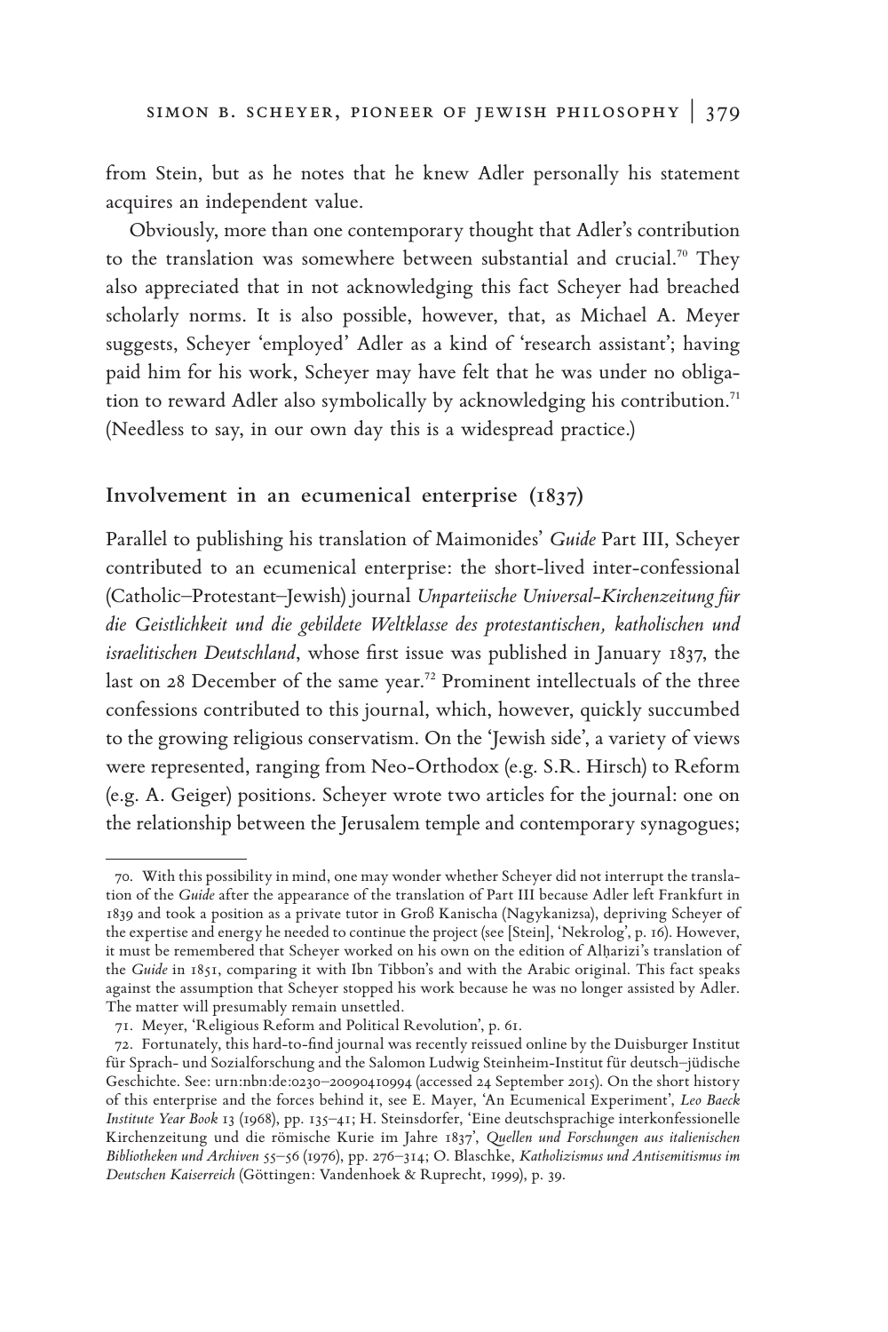from Stein, but as he notes that he knew Adler personally his statement acquires an independent value.

Obviously, more than one contemporary thought that Adler's contribution to the translation was somewhere between substantial and crucial.[70] They also appreciated that in not acknowledging this fact Scheyer had breached scholarly norms. It is also possible, however, that, as Michael A. Meyer suggests, Scheyer 'employed' Adler as a kind of 'research assistant'; having paid him for his work, Scheyer may have felt that he was under no obligation to reward Adler also symbolically by acknowledging his contribution.[71] (Needless to say, in our own day this is a widespread practice.)

## Involvement in an ecumenical enterprise (1837)

Parallel to publishing his translation of Maimonides' *Guide* Part III, Scheyer contributed to an ecumenical enterprise: the short-lived inter-confessional (Catholic–Protestant–Jewish) journal *Unparteiische Universal-Kirchenzeitung für die Geistlichkeit und die gebildete Weltklasse des protestantischen, katholischen und israelitischen Deutschland*, whose first issue was published in January 1837, the last on 28 December of the same year.[72] Prominent intellectuals of the three confessions contributed to this journal, which, however, quickly succumbed to the growing religious conservatism. On the 'Jewish side', a variety of views were represented, ranging from Neo-Orthodox (e.g. S.R. Hirsch) to Reform (e.g. A. Geiger) positions. Scheyer wrote two articles for the journal: one on the relationship between the Jerusalem temple and contemporary synagogues;

---

70. With this possibility in mind, one may wonder whether Scheyer did not interrupt the translation of the *Guide* after the appearance of the translation of Part III because Adler left Frankfurt in 1839 and took a position as a private tutor in Groß Kanischa (Nagykanizsa), depriving Scheyer of the expertise and energy he needed to continue the project (see [Stein], 'Nekrolog', p. 16). However, it must be remembered that Scheyer worked on his own on the edition of Alḥarizi's translation of the *Guide* in 1851, comparing it with Ibn Tibbon's and with the Arabic original. This fact speaks against the assumption that Scheyer stopped his work because he was no longer assisted by Adler. The matter will presumably remain unsettled.

71. Meyer, 'Religious Reform and Political Revolution', p. 61.

72. Fortunately, this hard-to-find journal was recently reissued online by the Duisburger Institut für Sprach- und Sozialforschung and the Salomon Ludwig Steinheim-Institut für deutsch–jüdische Geschichte. See: urn:nbn:de:0230–20090410994 (accessed 24 September 2015). On the short history of this enterprise and the forces behind it, see E. Mayer, 'An Ecumenical Experiment', *Leo Baeck Institute Year Book* 13 (1968), pp. 135–41; H. Steinsdorfer, 'Eine deutschsprachige interkonfessionelle Kirchenzeitung und die römische Kurie im Jahre 1837', *Quellen und Forschungen aus italienischen Bibliotheken und Archiven* 55–56 (1976), pp. 276–314; O. Blaschke, *Katholizismus und Antisemitismus im Deutschen Kaiserreich* (Göttingen: Vandenhoek & Ruprecht, 1999), p. 39.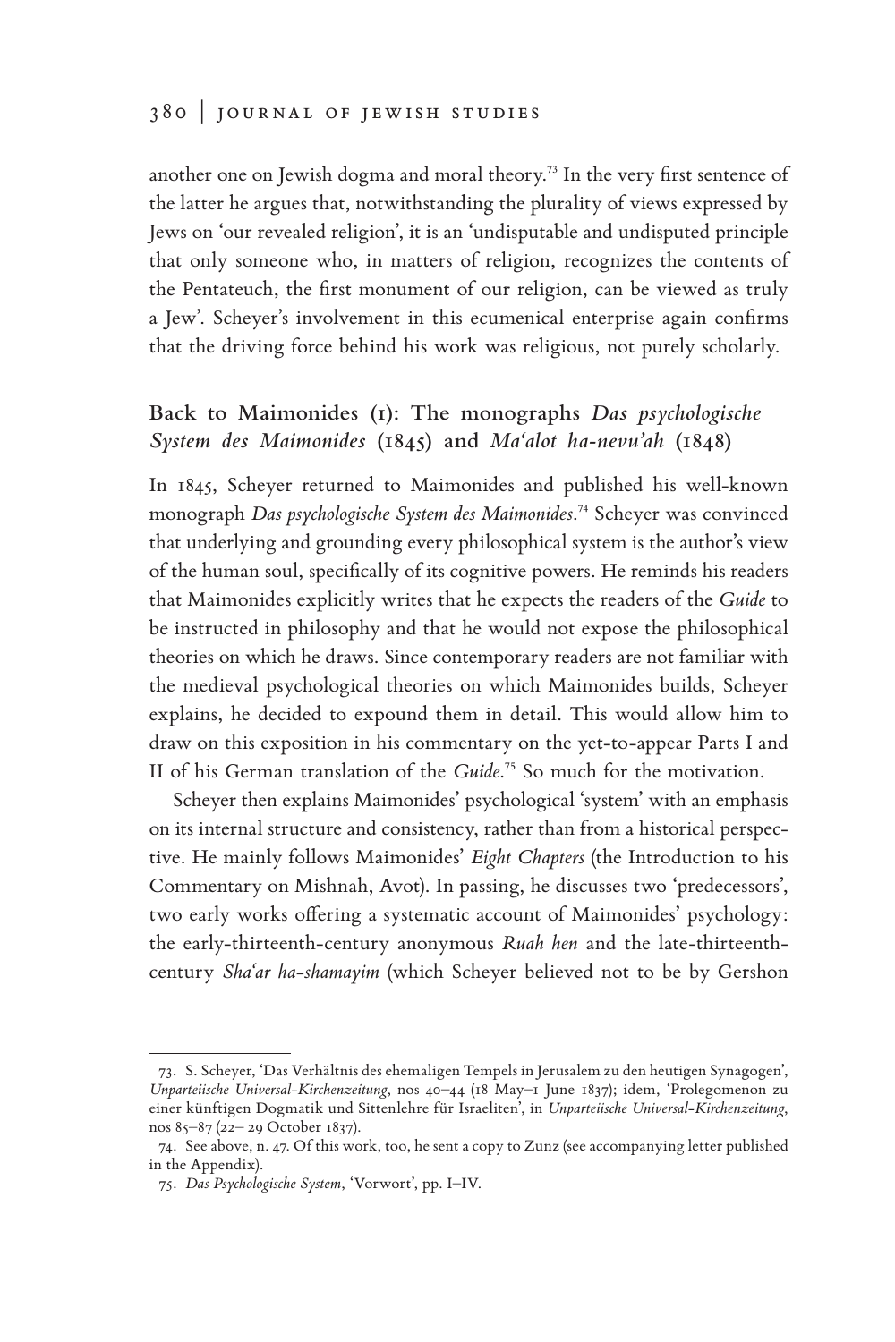another one on Jewish dogma and moral theory.[73] In the very first sentence of the latter he argues that, notwithstanding the plurality of views expressed by Jews on 'our revealed religion', it is an 'undisputable and undisputed principle that only someone who, in matters of religion, recognizes the contents of the Pentateuch, the first monument of our religion, can be viewed as truly a Jew'. Scheyer's involvement in this ecumenical enterprise again confirms that the driving force behind his work was religious, not purely scholarly.

## Back to Maimonides (1): The monographs *Das psychologische System des Maimonides* (1845) and *Ma'alot ha-nevu'ah* (1848)

In 1845, Scheyer returned to Maimonides and published his well-known monograph *Das psychologische System des Maimonides*.[74] Scheyer was convinced that underlying and grounding every philosophical system is the author's view of the human soul, specifically of its cognitive powers. He reminds his readers that Maimonides explicitly writes that he expects the readers of the *Guide* to be instructed in philosophy and that he would not expose the philosophical theories on which he draws. Since contemporary readers are not familiar with the medieval psychological theories on which Maimonides builds, Scheyer explains, he decided to expound them in detail. This would allow him to draw on this exposition in his commentary on the yet-to-appear Parts I and II of his German translation of the *Guide*.[75] So much for the motivation.

Scheyer then explains Maimonides' psychological 'system' with an emphasis on its internal structure and consistency, rather than from a historical perspective. He mainly follows Maimonides' *Eight Chapters* (the Introduction to his Commentary on Mishnah, Avot). In passing, he discusses two 'predecessors', two early works offering a systematic account of Maimonides' psychology: the early-thirteenth-century anonymous *Ruah hen* and the late-thirteenth-century *Sha'ar ha-shamayim* (which Scheyer believed not to be by Gershon

---

73. S. Scheyer, 'Das Verhältnis des ehemaligen Tempels in Jerusalem zu den heutigen Synagogen', *Unparteiische Universal-Kirchenzeitung*, nos 40–44 (18 May–1 June 1837); idem, 'Prolegomenon zu einer künftigen Dogmatik und Sittenlehre für Israeliten', in *Unparteiische Universal-Kirchenzeitung*, nos 85–87 (22– 29 October 1837).

74. See above, n. 47. Of this work, too, he sent a copy to Zunz (see accompanying letter published in the Appendix).

75. *Das Psychologische System*, 'Vorwort', pp. I–IV.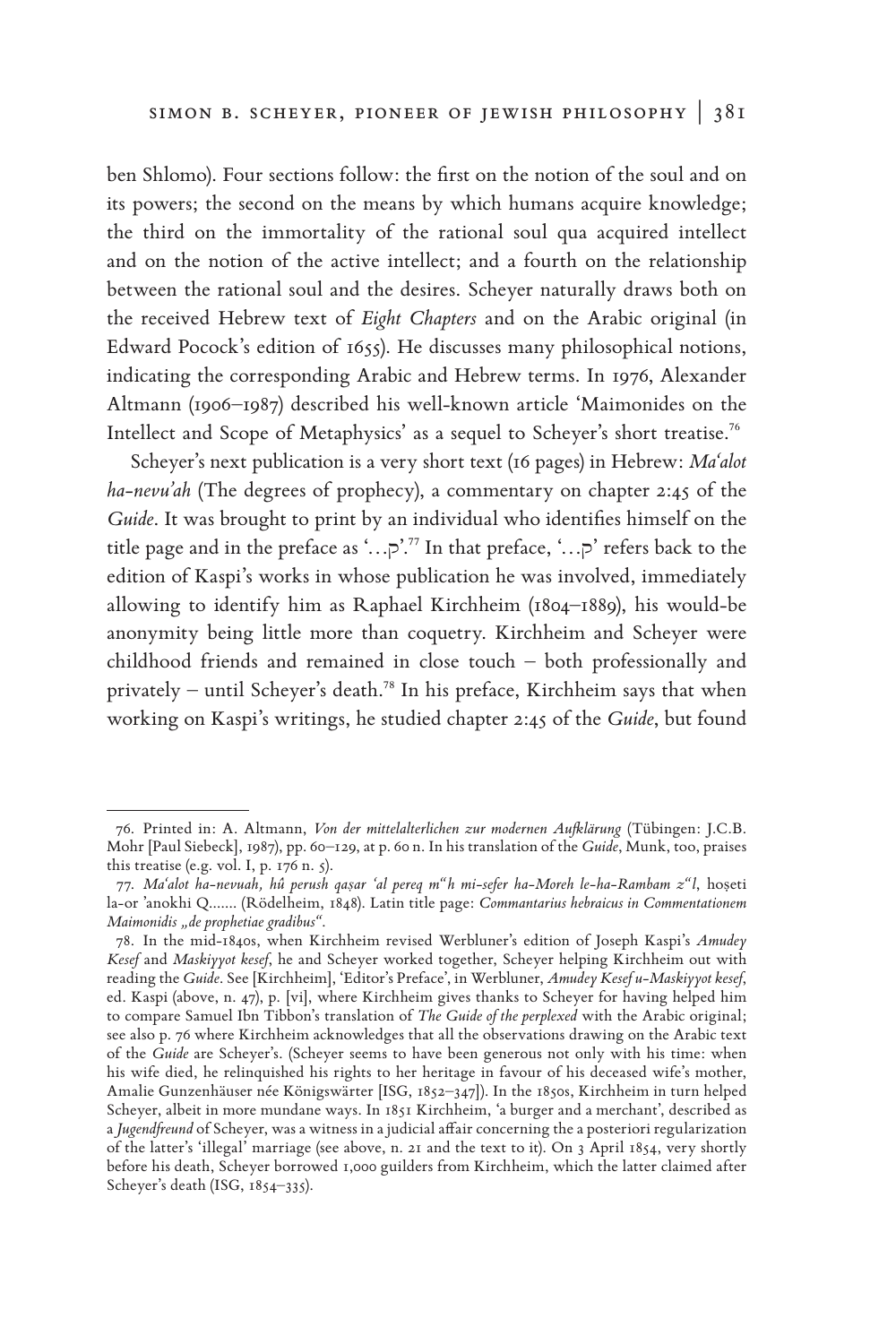ben Shlomo). Four sections follow: the first on the notion of the soul and on its powers; the second on the means by which humans acquire knowledge; the third on the immortality of the rational soul qua acquired intellect and on the notion of the active intellect; and a fourth on the relationship between the rational soul and the desires. Scheyer naturally draws both on the received Hebrew text of *Eight Chapters* and on the Arabic original (in Edward Pocock's edition of 1655). He discusses many philosophical notions, indicating the corresponding Arabic and Hebrew terms. In 1976, Alexander Altmann (1906–1987) described his well-known article 'Maimonides on the Intellect and Scope of Metaphysics' as a sequel to Scheyer's short treatise.[76]

Scheyer's next publication is a very short text (16 pages) in Hebrew: *Ma'alot ha-nevu'ah* (The degrees of prophecy), a commentary on chapter 2:45 of the *Guide*. It was brought to print by an individual who identifies himself on the title page and in the preface as '…ק'.[77] In that preface, '…ק' refers back to the edition of Kaspi's works in whose publication he was involved, immediately allowing to identify him as Raphael Kirchheim (1804–1889), his would-be anonymity being little more than coquetry. Kirchheim and Scheyer were childhood friends and remained in close touch – both professionally and privately – until Scheyer's death.[78] In his preface, Kirchheim says that when working on Kaspi's writings, he studied chapter 2:45 of the *Guide*, but found

---

76. Printed in: A. Altmann, *Von der mittelalterlichen zur modernen Aufklärung* (Tübingen: J.C.B. Mohr [Paul Siebeck], 1987), pp. 60–129, at p. 60 n. In his translation of the *Guide*, Munk, too, praises this treatise (e.g. vol. I, p. 176 n. 5).

77. *Ma'alot ha-nevuah, hû perush qaṣar 'al pereq m"h mi-sefer ha-Moreh le-ha-Rambam z"l*, hoṣeti la-or 'anokhi Q……. (Rödelheim, 1848). Latin title page: *Commantarius hebraicus in Commentationem Maimonidis „de prophetiae gradibus"*.

78. In the mid-1840s, when Kirchheim revised Werbluner's edition of Joseph Kaspi's *Amudey Kesef* and *Maskiyyot kesef*, he and Scheyer worked together, Scheyer helping Kirchheim out with reading the *Guide*. See [Kirchheim], 'Editor's Preface', in Werbluner, *Amudey Kesef u-Maskiyyot kesef*, ed. Kaspi (above, n. 47), p. [vi], where Kirchheim gives thanks to Scheyer for having helped him to compare Samuel Ibn Tibbon's translation of *The Guide of the perplexed* with the Arabic original; see also p. 76 where Kirchheim acknowledges that all the observations drawing on the Arabic text of the *Guide* are Scheyer's. (Scheyer seems to have been generous not only with his time: when his wife died, he relinquished his rights to her heritage in favour of his deceased wife's mother, Amalie Gunzenhäuser née Königswärter [ISG, 1852–347]). In the 1850s, Kirchheim in turn helped Scheyer, albeit in more mundane ways. In 1851 Kirchheim, 'a burger and a merchant', described as a *Jugendfreund* of Scheyer, was a witness in a judicial affair concerning the a posteriori regularization of the latter's 'illegal' marriage (see above, n. 21 and the text to it). On 3 April 1854, very shortly before his death, Scheyer borrowed 1,000 guilders from Kirchheim, which the latter claimed after Scheyer's death (ISG, 1854–335).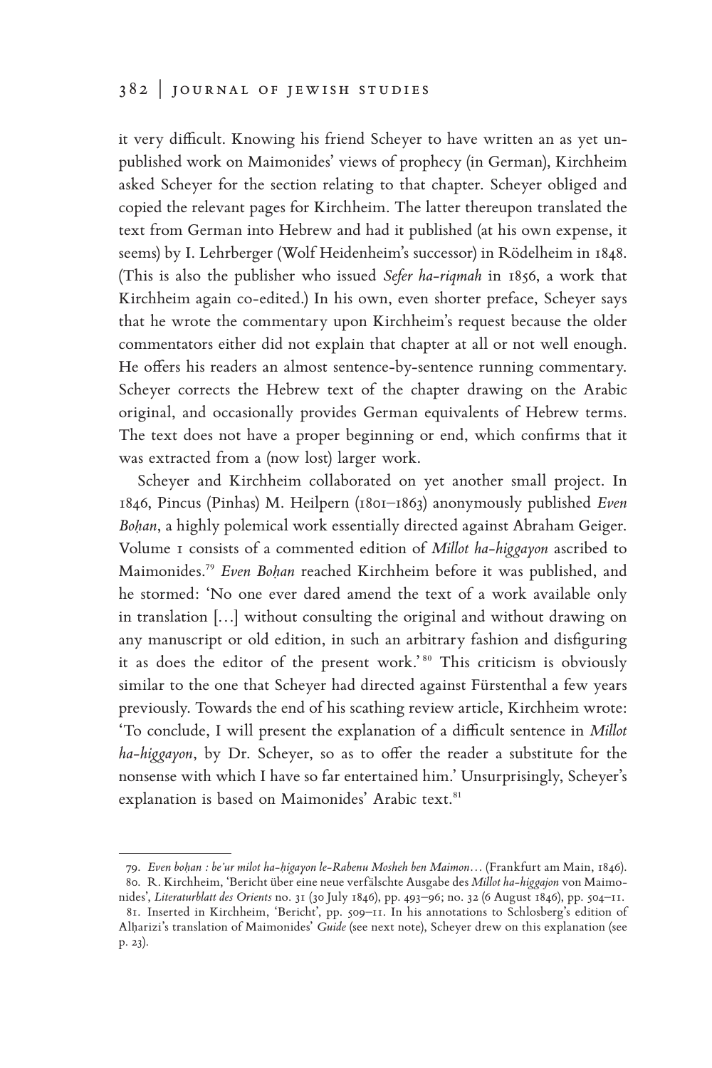it very difficult. Knowing his friend Scheyer to have written an as yet unpublished work on Maimonides' views of prophecy (in German), Kirchheim asked Scheyer for the section relating to that chapter. Scheyer obliged and copied the relevant pages for Kirchheim. The latter thereupon translated the text from German into Hebrew and had it published (at his own expense, it seems) by I. Lehrberger (Wolf Heidenheim's successor) in Rödelheim in 1848. (This is also the publisher who issued *Sefer ha-riqmah* in 1856, a work that Kirchheim again co-edited.) In his own, even shorter preface, Scheyer says that he wrote the commentary upon Kirchheim's request because the older commentators either did not explain that chapter at all or not well enough. He offers his readers an almost sentence-by-sentence running commentary. Scheyer corrects the Hebrew text of the chapter drawing on the Arabic original, and occasionally provides German equivalents of Hebrew terms. The text does not have a proper beginning or end, which confirms that it was extracted from a (now lost) larger work.

Scheyer and Kirchheim collaborated on yet another small project. In 1846, Pincus (Pinhas) M. Heilpern (1801–1863) anonymously published *Even Boḥan*, a highly polemical work essentially directed against Abraham Geiger. Volume 1 consists of a commented edition of *Millot ha-higgayon* ascribed to Maimonides.[79] *Even Boḥan* reached Kirchheim before it was published, and he stormed: 'No one ever dared amend the text of a work available only in translation […] without consulting the original and without drawing on any manuscript or old edition, in such an arbitrary fashion and disfiguring it as does the editor of the present work.'[80] This criticism is obviously similar to the one that Scheyer had directed against Fürstenthal a few years previously. Towards the end of his scathing review article, Kirchheim wrote: 'To conclude, I will present the explanation of a difficult sentence in *Millot ha-higgayon*, by Dr. Scheyer, so as to offer the reader a substitute for the nonsense with which I have so far entertained him.' Unsurprisingly, Scheyer's explanation is based on Maimonides' Arabic text.[81]

---

79. *Even boḥan : be'ur milot ha-ḥigayon le-Rabenu Mosheh ben Maimon…* (Frankfurt am Main, 1846).

80. R. Kirchheim, 'Bericht über eine neue verfälschte Ausgabe des *Millot ha-higgajon* von Maimonides', *Literaturblatt des Orients* no. 31 (30 July 1846), pp. 493–96; no. 32 (6 August 1846), pp. 504–11.

81. Inserted in Kirchheim, 'Bericht', pp. 509–11. In his annotations to Schlosberg's edition of Alḥarizi's translation of Maimonides' *Guide* (see next note), Scheyer drew on this explanation (see p. 23).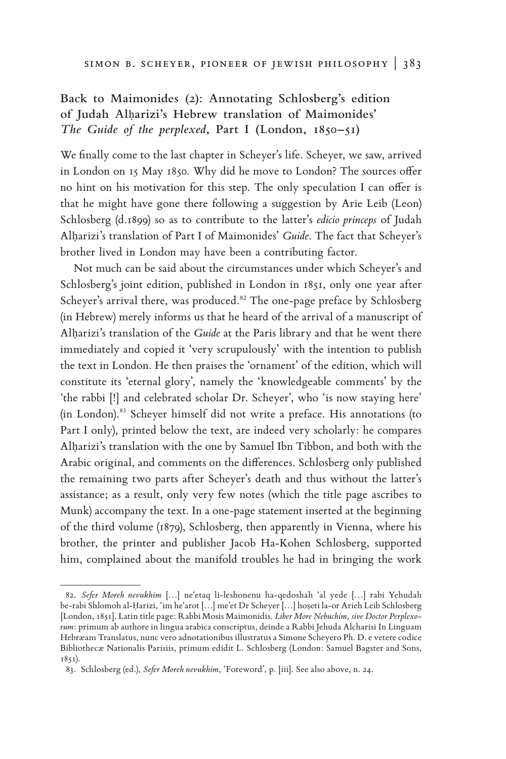## Back to Maimonides (2): Annotating Schlosberg's edition of Judah Alḥarizi's Hebrew translation of Maimonides' *The Guide of the perplexed*, Part I (London, 1850–51)

We finally come to the last chapter in Scheyer's life. Scheyer, we saw, arrived in London on 15 May 1850. Why did he move to London? The sources offer no hint on his motivation for this step. The only speculation I can offer is that he might have gone there following a suggestion by Arie Leib (Leon) Schlosberg (d.1899) so as to contribute to the latter's *edicio princeps* of Judah Alḥarizi's translation of Part I of Maimonides' *Guide*. The fact that Scheyer's brother lived in London may have been a contributing factor.

Not much can be said about the circumstances under which Scheyer's and Schlosberg's joint edition, published in London in 1851, only one year after Scheyer's arrival there, was produced.[82] The one-page preface by Schlosberg (in Hebrew) merely informs us that he heard of the arrival of a manuscript of Alḥarizi's translation of the *Guide* at the Paris library and that he went there immediately and copied it 'very scrupulously' with the intention to publish the text in London. He then praises the 'ornament' of the edition, which will constitute its 'eternal glory', namely the 'knowledgeable comments' by the 'the rabbi [!] and celebrated scholar Dr. Scheyer', who 'is now staying here' (in London).[83] Scheyer himself did not write a preface. His annotations (to Part I only), printed below the text, are indeed very scholarly: he compares Alḥarizi's translation with the one by Samuel Ibn Tibbon, and both with the Arabic original, and comments on the differences. Schlosberg only published the remaining two parts after Scheyer's death and thus without the latter's assistance; as a result, only very few notes (which the title page ascribes to Munk) accompany the text. In a one-page statement inserted at the beginning of the third volume (1879), Schlosberg, then apparently in Vienna, where his brother, the printer and publisher Jacob Ha-Kohen Schlosberg, supported him, complained about the manifold troubles he had in bringing the work

---

82. *Sefer Moreh nevukhim* […] ne'etaq li-leshonenu ha-qedoshah 'al yede […] rabi Yehudah be-rabi Shlomoh al-Ḥarizi, 'im he'arot […] me'et Dr Scheyer […] hoṣeti la-or Arieh Leib Schlosberg [London, 1851]. Latin title page: Rabbi Mosis Maimonidis. *Liber More Nebuchim, sive Doctor Perplexorum*: primum ab authore in lingua arabica conscriptus, deinde a Rabbi Jehuda Alcharisi In Linguam Hebræam Translatus, nunc vero adnotationibus illustratus a Simone Scheyero Ph. D. e vetere codice Bibliothecæ Nationalis Parisiis, primum edidit L. Schlosberg (London: Samuel Bagster and Sons, 1851).

83. Schlosberg (ed.), *Sefer Moreh nevukhim*, 'Foreword', p. [iii]. See also above, n. 24.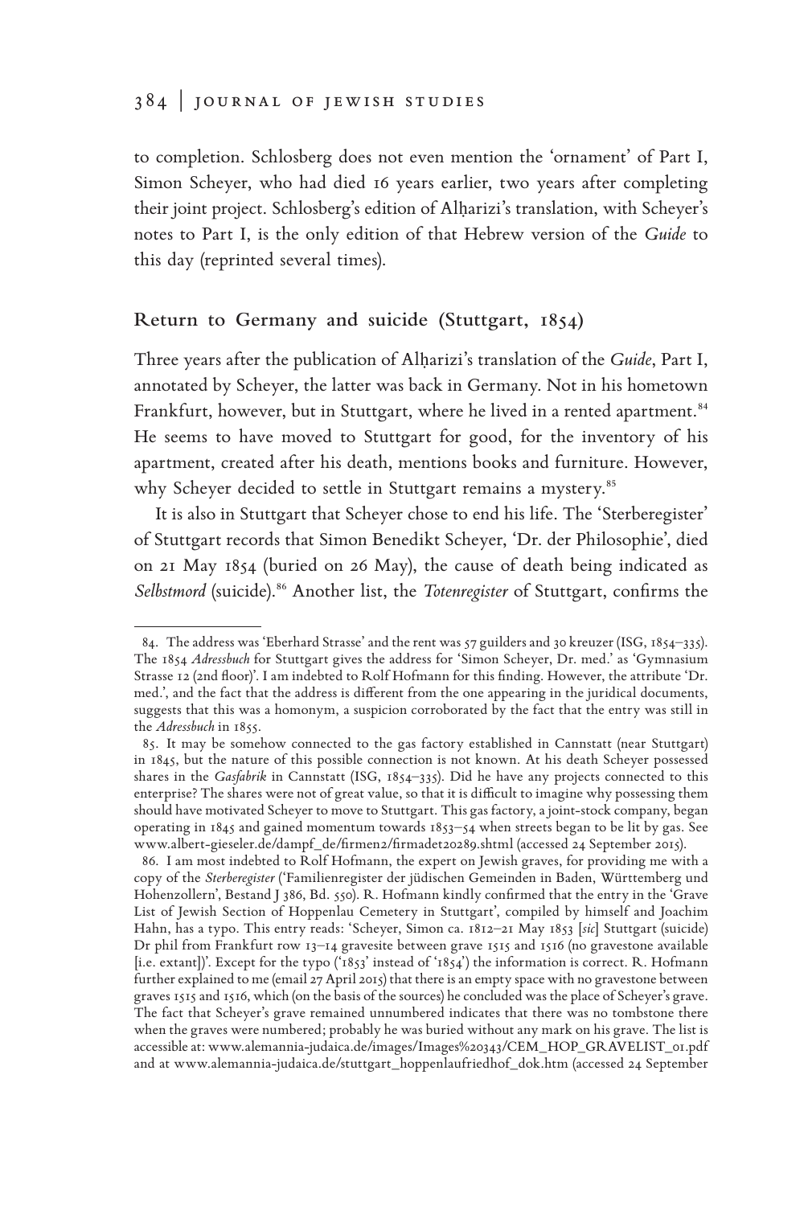to completion. Schlosberg does not even mention the 'ornament' of Part I, Simon Scheyer, who had died 16 years earlier, two years after completing their joint project. Schlosberg's edition of Alḥarizi's translation, with Scheyer's notes to Part I, is the only edition of that Hebrew version of the *Guide* to this day (reprinted several times).

## Return to Germany and suicide (Stuttgart, 1854)

Three years after the publication of Alḥarizi's translation of the *Guide*, Part I, annotated by Scheyer, the latter was back in Germany. Not in his hometown Frankfurt, however, but in Stuttgart, where he lived in a rented apartment.[84] He seems to have moved to Stuttgart for good, for the inventory of his apartment, created after his death, mentions books and furniture. However, why Scheyer decided to settle in Stuttgart remains a mystery.[85]

It is also in Stuttgart that Scheyer chose to end his life. The 'Sterberegister' of Stuttgart records that Simon Benedikt Scheyer, 'Dr. der Philosophie', died on 21 May 1854 (buried on 26 May), the cause of death being indicated as *Selbstmord* (suicide).[86] Another list, the *Totenregister* of Stuttgart, confirms the

---

84. The address was 'Eberhard Strasse' and the rent was 57 guilders and 30 kreuzer (ISG, 1854–335). The 1854 *Adressbuch* for Stuttgart gives the address for 'Simon Scheyer, Dr. med.' as 'Gymnasium Strasse 12 (2nd floor)'. I am indebted to Rolf Hofmann for this finding. However, the attribute 'Dr. med.', and the fact that the address is different from the one appearing in the juridical documents, suggests that this was a homonym, a suspicion corroborated by the fact that the entry was still in the *Adressbuch* in 1855.

85. It may be somehow connected to the gas factory established in Cannstatt (near Stuttgart) in 1845, but the nature of this possible connection is not known. At his death Scheyer possessed shares in the *Gasfabrik* in Cannstatt (ISG, 1854–335). Did he have any projects connected to this enterprise? The shares were not of great value, so that it is difficult to imagine why possessing them should have motivated Scheyer to move to Stuttgart. This gas factory, a joint-stock company, began operating in 1845 and gained momentum towards 1853–54 when streets began to be lit by gas. See www.albert-gieseler.de/dampf_de/firmen2/firmadet20289.shtml (accessed 24 September 2015).

86. I am most indebted to Rolf Hofmann, the expert on Jewish graves, for providing me with a copy of the *Sterberegister* ('Familienregister der jüdischen Gemeinden in Baden, Württemberg und Hohenzollern', Bestand J 386, Bd. 550). R. Hofmann kindly confirmed that the entry in the 'Grave List of Jewish Section of Hoppenlau Cemetery in Stuttgart', compiled by himself and Joachim Hahn, has a typo. This entry reads: 'Scheyer, Simon ca. 1812–21 May 1853 [*sic*] Stuttgart (suicide) Dr phil from Frankfurt row 13–14 gravesite between grave 1515 and 1516 (no gravestone available [i.e. extant])'. Except for the typo ('1853' instead of '1854') the information is correct. R. Hofmann further explained to me (email 27 April 2015) that there is an empty space with no gravestone between graves 1515 and 1516, which (on the basis of the sources) he concluded was the place of Scheyer's grave. The fact that Scheyer's grave remained unnumbered indicates that there was no tombstone there when the graves were numbered; probably he was buried without any mark on his grave. The list is accessible at: www.alemannia-judaica.de/images/Images%20343/CEM_HOP_GRAVELIST_01.pdf and at www.alemannia-judaica.de/stuttgart_hoppenlaufriedhof_dok.htm (accessed 24 September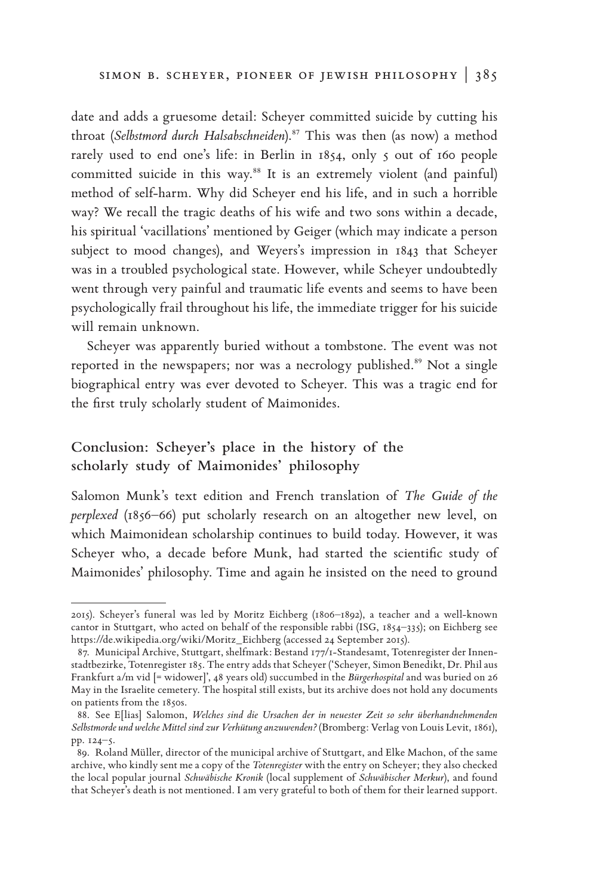date and adds a gruesome detail: Scheyer committed suicide by cutting his throat (*Selbstmord durch Halsabschneiden*).[87] This was then (as now) a method rarely used to end one's life: in Berlin in 1854, only 5 out of 160 people committed suicide in this way.[88] It is an extremely violent (and painful) method of self-harm. Why did Scheyer end his life, and in such a horrible way? We recall the tragic deaths of his wife and two sons within a decade, his spiritual 'vacillations' mentioned by Geiger (which may indicate a person subject to mood changes), and Weyers's impression in 1843 that Scheyer was in a troubled psychological state. However, while Scheyer undoubtedly went through very painful and traumatic life events and seems to have been psychologically frail throughout his life, the immediate trigger for his suicide will remain unknown.

Scheyer was apparently buried without a tombstone. The event was not reported in the newspapers; nor was a necrology published.[89] Not a single biographical entry was ever devoted to Scheyer. This was a tragic end for the first truly scholarly student of Maimonides.

## Conclusion: Scheyer's place in the history of the scholarly study of Maimonides' philosophy

Salomon Munk's text edition and French translation of *The Guide of the perplexed* (1856–66) put scholarly research on an altogether new level, on which Maimonidean scholarship continues to build today. However, it was Scheyer who, a decade before Munk, had started the scientific study of Maimonides' philosophy. Time and again he insisted on the need to ground

---

2015). Scheyer's funeral was led by Moritz Eichberg (1806–1892), a teacher and a well-known cantor in Stuttgart, who acted on behalf of the responsible rabbi (ISG, 1854–335); on Eichberg see https://de.wikipedia.org/wiki/Moritz_Eichberg (accessed 24 September 2015).

87. Municipal Archive, Stuttgart, shelfmark: Bestand 177/1-Standesamt, Totenregister der Innenstadtbezirke, Totenregister 185. The entry adds that Scheyer ('Scheyer, Simon Benedikt, Dr. Phil aus Frankfurt a/m vid [= widower]', 48 years old) succumbed in the *Bürgerhospital* and was buried on 26 May in the Israelite cemetery. The hospital still exists, but its archive does not hold any documents on patients from the 1850s.

88. See E[lias] Salomon, *Welches sind die Ursachen der in neuester Zeit so sehr überhandnehmenden Selbstmorde und welche Mittel sind zur Verhütung anzuwenden?* (Bromberg: Verlag von Louis Levit, 1861), pp. 124–5.

89. Roland Müller, director of the municipal archive of Stuttgart, and Elke Machon, of the same archive, who kindly sent me a copy of the *Totenregister* with the entry on Scheyer; they also checked the local popular journal *Schwäbische Kronik* (local supplement of *Schwäbischer Merkur*), and found that Scheyer's death is not mentioned. I am very grateful to both of them for their learned support.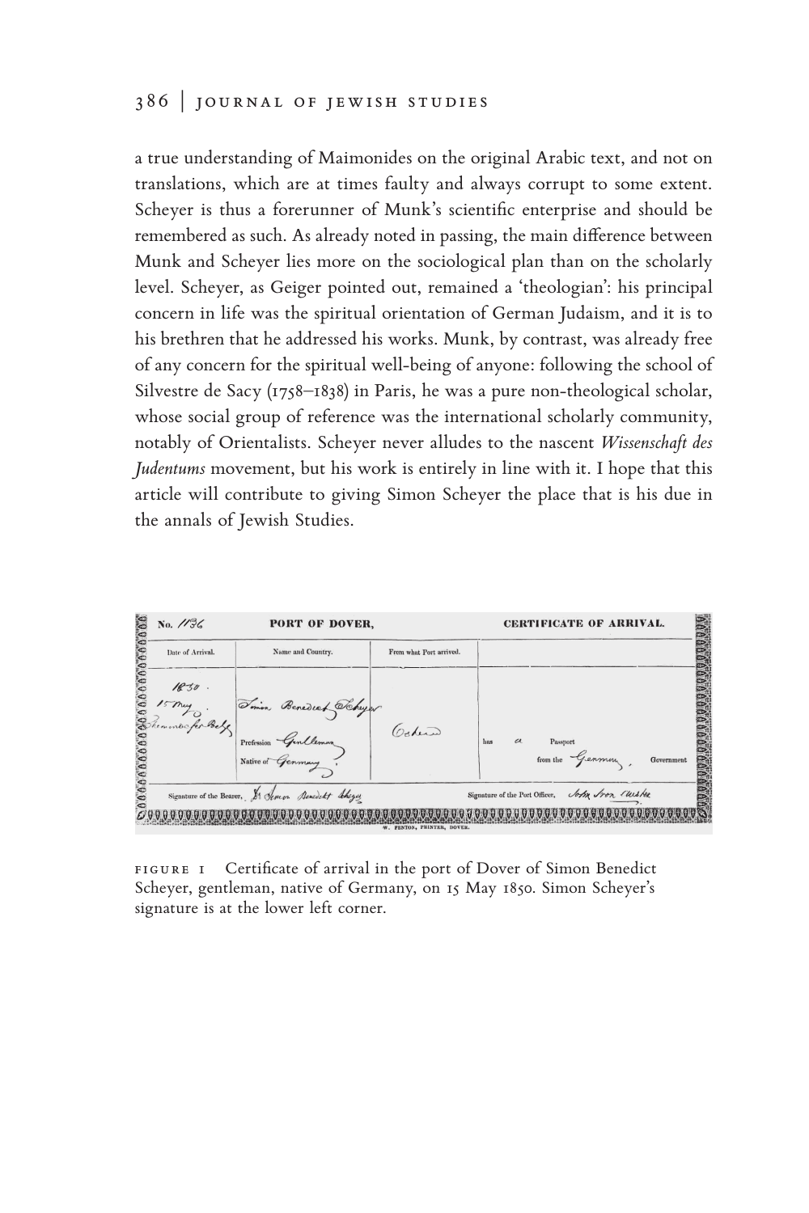a true understanding of Maimonides on the original Arabic text, and not on translations, which are at times faulty and always corrupt to some extent. Scheyer is thus a forerunner of Munk's scientific enterprise and should be remembered as such. As already noted in passing, the main difference between Munk and Scheyer lies more on the sociological plan than on the scholarly level. Scheyer, as Geiger pointed out, remained a 'theologian': his principal concern in life was the spiritual orientation of German Judaism, and it is to his brethren that he addressed his works. Munk, by contrast, was already free of any concern for the spiritual well-being of anyone: following the school of Silvestre de Sacy (1758–1838) in Paris, he was a pure non-theological scholar, whose social group of reference was the international scholarly community, notably of Orientalists. Scheyer never alludes to the nascent *Wissenschaft des Judentums* movement, but his work is entirely in line with it. I hope that this article will contribute to giving Simon Scheyer the place that is his due in the annals of Jewish Studies.

| No. 1136 | PORT OF DOVER, | | CERTIFICATE OF ARRIVAL. |
|---|---|---|---|
| Date of Arrival. | Name and Country. | From what Port arrived. | |
| 1850. 15 May. Steamer for Belg. | Simon Benedict Scheyer<br>Profession Gentleman<br>Native of Germany | Ostend | has a Passport from the German Government |
| Signature of the Bearer, Dr Simon Benedict Scheyer | | Signature of the Port Officer, John Iron Custer | |

W. FENTON, PRINTER, DOVER.

FIGURE 1 Certificate of arrival in the port of Dover of Simon Benedict Scheyer, gentleman, native of Germany, on 15 May 1850. Simon Scheyer's signature is at the lower left corner.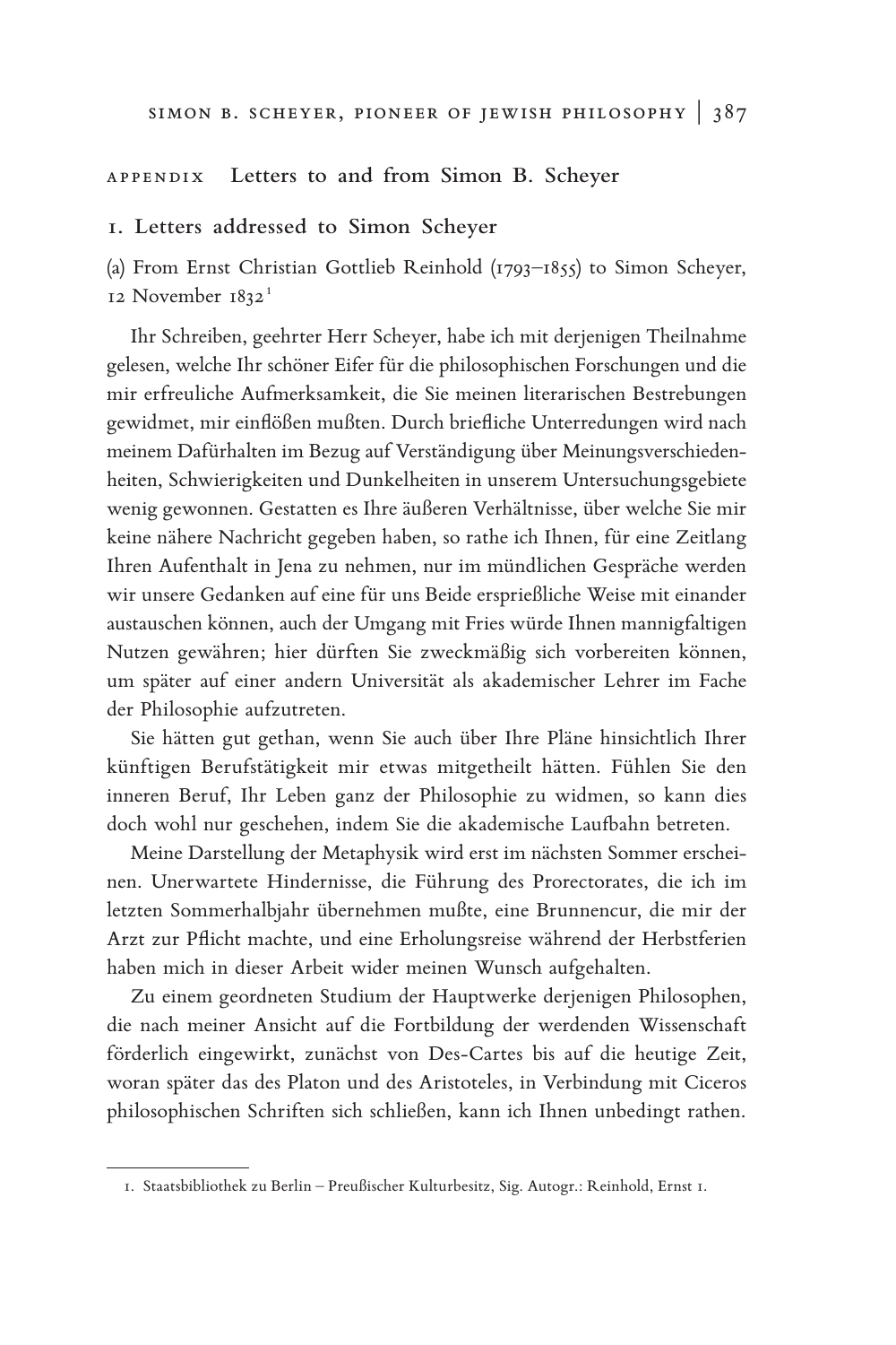## APPENDIX Letters to and from Simon B. Scheyer

### 1. Letters addressed to Simon Scheyer

(a) From Ernst Christian Gottlieb Reinhold (1793–1855) to Simon Scheyer, 12 November 1832[1]

Ihr Schreiben, geehrter Herr Scheyer, habe ich mit derjenigen Theilnahme gelesen, welche Ihr schöner Eifer für die philosophischen Forschungen und die mir erfreuliche Aufmerksamkeit, die Sie meinen literarischen Bestrebungen gewidmet, mir einflößen mußten. Durch briefliche Unterredungen wird nach meinem Dafürhalten im Bezug auf Verständigung über Meinungsverschiedenheiten, Schwierigkeiten und Dunkelheiten in unserem Untersuchungsgebiete wenig gewonnen. Gestatten es Ihre äußeren Verhältnisse, über welche Sie mir keine nähere Nachricht gegeben haben, so rathe ich Ihnen, für eine Zeitlang Ihren Aufenthalt in Jena zu nehmen, nur im mündlichen Gespräche werden wir unsere Gedanken auf eine für uns Beide ersprießliche Weise mit einander austauschen können, auch der Umgang mit Fries würde Ihnen mannigfaltigen Nutzen gewähren; hier dürften Sie zweckmäßig sich vorbereiten können, um später auf einer andern Universität als akademischer Lehrer im Fache der Philosophie aufzutreten.

Sie hätten gut gethan, wenn Sie auch über Ihre Pläne hinsichtlich Ihrer künftigen Berufstätigkeit mir etwas mitgetheilt hätten. Fühlen Sie den inneren Beruf, Ihr Leben ganz der Philosophie zu widmen, so kann dies doch wohl nur geschehen, indem Sie die akademische Laufbahn betreten.

Meine Darstellung der Metaphysik wird erst im nächsten Sommer erscheinen. Unerwartete Hindernisse, die Führung des Prorectorates, die ich im letzten Sommerhalbjahr übernehmen mußte, eine Brunnencur, die mir der Arzt zur Pflicht machte, und eine Erholungsreise während der Herbstferien haben mich in dieser Arbeit wider meinen Wunsch aufgehalten.

Zu einem geordneten Studium der Hauptwerke derjenigen Philosophen, die nach meiner Ansicht auf die Fortbildung der werdenden Wissenschaft förderlich eingewirkt, zunächst von Des-Cartes bis auf die heutige Zeit, woran später das des Platon und des Aristoteles, in Verbindung mit Ciceros philosophischen Schriften sich schließen, kann ich Ihnen unbedingt rathen.

---

1. Staatsbibliothek zu Berlin – Preußischer Kulturbesitz, Sig. Autogr.: Reinhold, Ernst 1.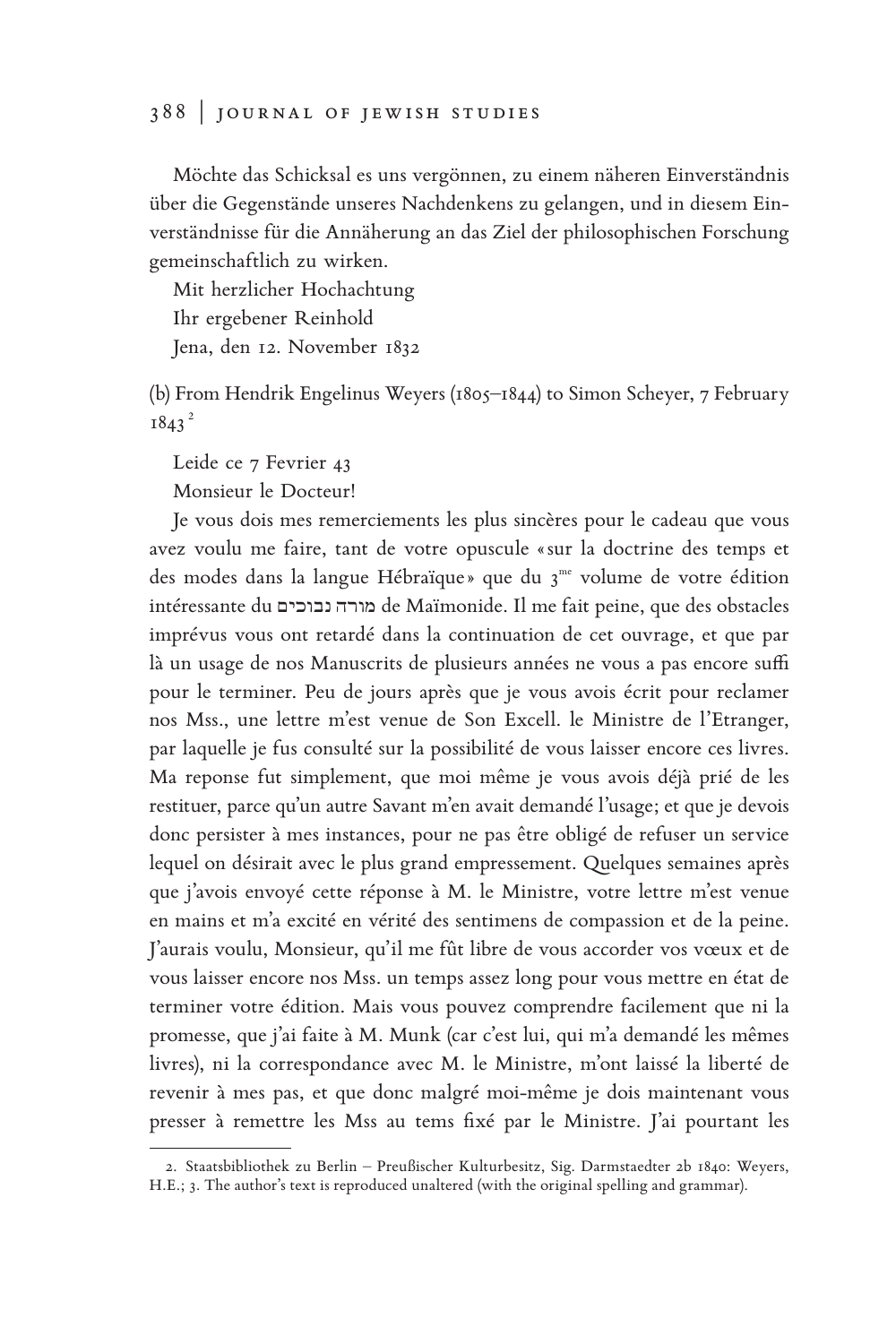Möchte das Schicksal es uns vergönnen, zu einem näheren Einverständnis über die Gegenstände unseres Nachdenkens zu gelangen, und in diesem Einverständnisse für die Annäherung an das Ziel der philosophischen Forschung gemeinschaftlich zu wirken.

Mit herzlicher Hochachtung
Ihr ergebener Reinhold
Jena, den 12. November 1832

(b) From Hendrik Engelinus Weyers (1805–1844) to Simon Scheyer, 7 February 1843[2]

Leide ce 7 Fevrier 43
Monsieur le Docteur!

Je vous dois mes remerciements les plus sincères pour le cadeau que vous avez voulu me faire, tant de votre opuscule «sur la doctrine des temps et des modes dans la langue Hébraïque» que du 3[me] volume de votre édition intéressante du מורה נבוכים de Maïmonide. Il me fait peine, que des obstacles imprévus vous ont retardé dans la continuation de cet ouvrage, et que par là un usage de nos Manuscrits de plusieurs années ne vous a pas encore suffi pour le terminer. Peu de jours après que je vous avois écrit pour reclamer nos Mss., une lettre m'est venue de Son Excell. le Ministre de l'Etranger, par laquelle je fus consulté sur la possibilité de vous laisser encore ces livres. Ma reponse fut simplement, que moi même je vous avois déjà prié de les restituer, parce qu'un autre Savant m'en avait demandé l'usage; et que je devois donc persister à mes instances, pour ne pas être obligé de refuser un service lequel on désirait avec le plus grand empressement. Quelques semaines après que j'avois envoyé cette réponse à M. le Ministre, votre lettre m'est venue en mains et m'a excité en vérité des sentimens de compassion et de la peine. J'aurais voulu, Monsieur, qu'il me fût libre de vous accorder vos vœux et de vous laisser encore nos Mss. un temps assez long pour vous mettre en état de terminer votre édition. Mais vous pouvez comprendre facilement que ni la promesse, que j'ai faite à M. Munk (car c'est lui, qui m'a demandé les mêmes livres), ni la correspondance avec M. le Ministre, m'ont laissé la liberté de revenir à mes pas, et que donc malgré moi-même je dois maintenant vous presser à remettre les Mss au tems fixé par le Ministre. J'ai pourtant les

---

2. Staatsbibliothek zu Berlin – Preußischer Kulturbesitz, Sig. Darmstaedter 2b 1840: Weyers, H.E.; 3. The author's text is reproduced unaltered (with the original spelling and grammar).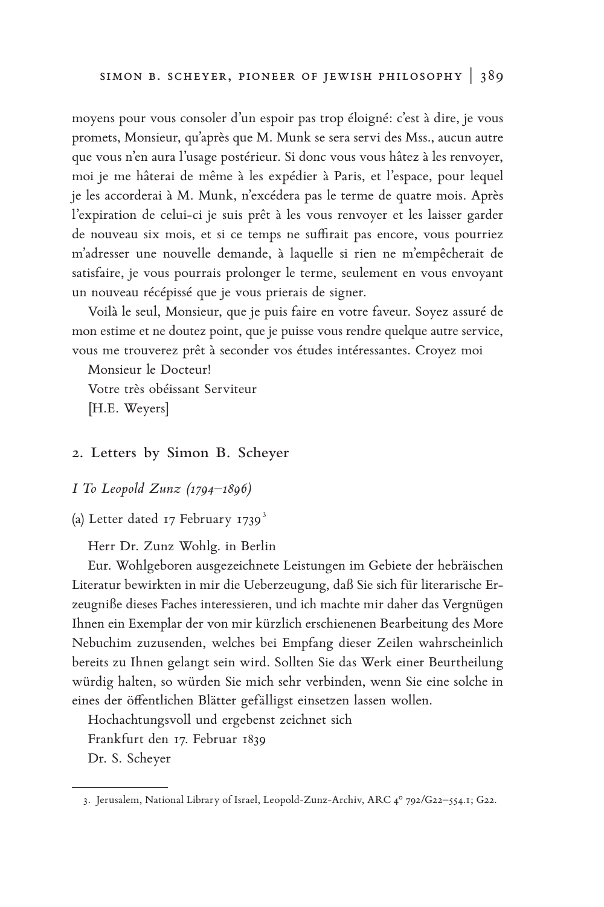moyens pour vous consoler d'un espoir pas trop éloigné: c'est à dire, je vous promets, Monsieur, qu'après que M. Munk se sera servi des Mss., aucun autre que vous n'en aura l'usage postérieur. Si donc vous vous hâtez à les renvoyer, moi je me hâterai de même à les expédier à Paris, et l'espace, pour lequel je les accorderai à M. Munk, n'excédera pas le terme de quatre mois. Après l'expiration de celui-ci je suis prêt à les vous renvoyer et les laisser garder de nouveau six mois, et si ce temps ne suffirait pas encore, vous pourriez m'adresser une nouvelle demande, à laquelle si rien ne m'empêcherait de satisfaire, je vous pourrais prolonger le terme, seulement en vous envoyant un nouveau récépissé que je vous prierais de signer.

Voilà le seul, Monsieur, que je puis faire en votre faveur. Soyez assuré de mon estime et ne doutez point, que je puisse vous rendre quelque autre service, vous me trouverez prêt à seconder vos études intéressantes. Croyez moi

Monsieur le Docteur!

Votre très obéissant Serviteur

[H.E. Weyers]

## 2. Letters by Simon B. Scheyer

### *I To Leopold Zunz (1794–1896)*

(a) Letter dated 17 February 1739[3]

Herr Dr. Zunz Wohlg. in Berlin

Eur. Wohlgeboren ausgezeichnete Leistungen im Gebiete der hebräischen Literatur bewirkten in mir die Ueberzeugung, daß Sie sich für literarische Erzeugniße dieses Faches interessieren, und ich machte mir daher das Vergnügen Ihnen ein Exemplar der von mir kürzlich erschienenen Bearbeitung des More Nebuchim zuzusenden, welches bei Empfang dieser Zeilen wahrscheinlich bereits zu Ihnen gelangt sein wird. Sollten Sie das Werk einer Beurtheilung würdig halten, so würden Sie mich sehr verbinden, wenn Sie eine solche in eines der öffentlichen Blätter gefälligst einsetzen lassen wollen.

Hochachtungsvoll und ergebenst zeichnet sich

Frankfurt den 17. Februar 1839

Dr. S. Scheyer

3. Jerusalem, National Library of Israel, Leopold-Zunz-Archiv, ARC 4° 792/G22–554.1; G22.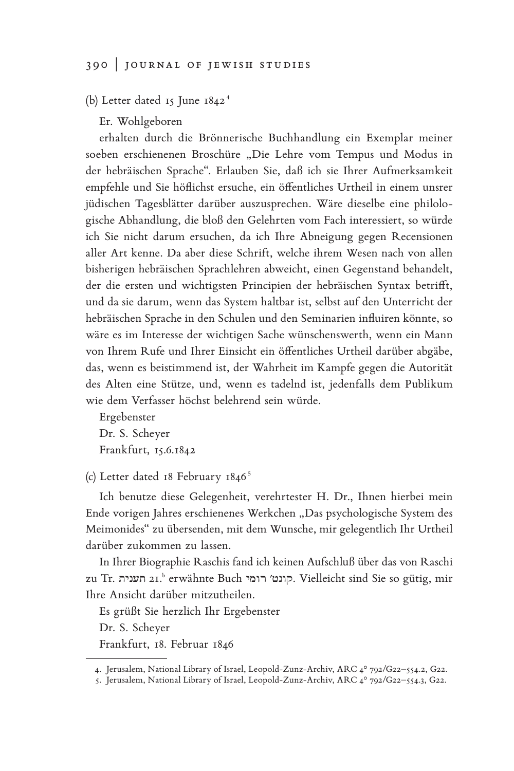(b) Letter dated 15 June 1842[4]

Er. Wohlgeboren

erhalten durch die Brönnerische Buchhandlung ein Exemplar meiner soeben erschienenen Broschüre „Die Lehre vom Tempus und Modus in der hebräischen Sprache". Erlauben Sie, daß ich sie Ihrer Aufmerksamkeit empfehle und Sie höflichst ersuche, ein öffentliches Urtheil in einem unsrer jüdischen Tagesblätter darüber auszusprechen. Wäre dieselbe eine philologische Abhandlung, die bloß den Gelehrten vom Fach interessiert, so würde ich Sie nicht darum ersuchen, da ich Ihre Abneigung gegen Recensionen aller Art kenne. Da aber diese Schrift, welche ihrem Wesen nach von allen bisherigen hebräischen Sprachlehren abweicht, einen Gegenstand behandelt, der die ersten und wichtigsten Principien der hebräischen Syntax betrifft, und da sie darum, wenn das System haltbar ist, selbst auf den Unterricht der hebräischen Sprache in den Schulen und den Seminarien influiren könnte, so wäre es im Interesse der wichtigen Sache wünschenswerth, wenn ein Mann von Ihrem Rufe und Ihrer Einsicht ein öffentliches Urtheil darüber abgäbe, das, wenn es beistimmend ist, der Wahrheit im Kampfe gegen die Autorität des Alten eine Stütze, und, wenn es tadelnd ist, jedenfalls dem Publikum wie dem Verfasser höchst belehrend sein würde.

Ergebenster
Dr. S. Scheyer
Frankfurt, 15.6.1842

(c) Letter dated 18 February 1846[5]

Ich benutze diese Gelegenheit, verehrtester H. Dr., Ihnen hierbei mein Ende vorigen Jahres erschienenes Werkchen „Das psychologische System des Meimonides" zu übersenden, mit dem Wunsche, mir gelegentlich Ihr Urtheil darüber zukommen zu lassen.

In Ihrer Biographie Raschis fand ich keinen Aufschluß über das von Raschi zu Tr. תענית 21.[b] erwähnte Buch קונט׳ רומי. Vielleicht sind Sie so gütig, mir Ihre Ansicht darüber mitzutheilen.

Es grüßt Sie herzlich Ihr Ergebenster
Dr. S. Scheyer
Frankfurt, 18. Februar 1846

4. Jerusalem, National Library of Israel, Leopold-Zunz-Archiv, ARC 4° 792/G22–554.2, G22.

5. Jerusalem, National Library of Israel, Leopold-Zunz-Archiv, ARC 4° 792/G22–554.3, G22.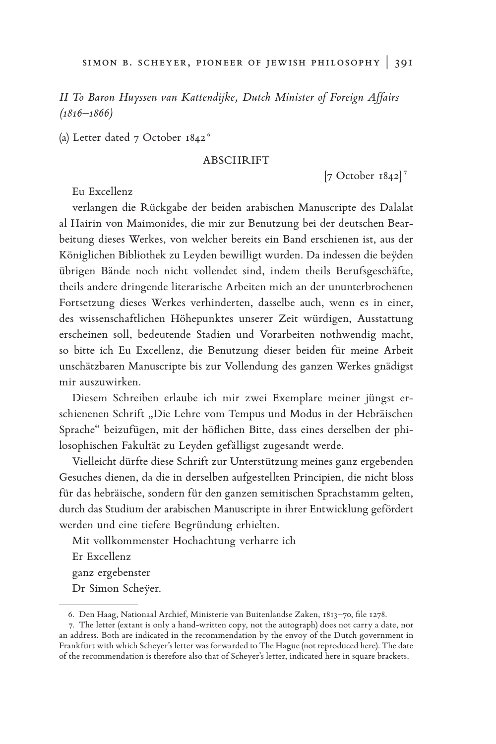*II To Baron Huyssen van Kattendijke, Dutch Minister of Foreign Affairs (1816–1866)*

(a) Letter dated 7 October 1842[6]

ABSCHRIFT

[7 October 1842][7]

Eu Excellenz

verlangen die Rückgabe der beiden arabischen Manuscripte des Dalalat al Hairin von Maimonides, die mir zur Benutzung bei der deutschen Bearbeitung dieses Werkes, von welcher bereits ein Band erschienen ist, aus der Königlichen Bibliothek zu Leyden bewilligt wurden. Da indessen die beÿden übrigen Bände noch nicht vollendet sind, indem theils Berufsgeschäfte, theils andere dringende literarische Arbeiten mich an der ununterbrochenen Fortsetzung dieses Werkes verhinderten, dasselbe auch, wenn es in einer, des wissenschaftlichen Höhepunktes unserer Zeit würdigen, Ausstattung erscheinen soll, bedeutende Stadien und Vorarbeiten nothwendig macht, so bitte ich Eu Excellenz, die Benutzung dieser beiden für meine Arbeit unschätzbaren Manuscripte bis zur Vollendung des ganzen Werkes gnädigst mir auszuwirken.

Diesem Schreiben erlaube ich mir zwei Exemplare meiner jüngst erschienenen Schrift „Die Lehre vom Tempus und Modus in der Hebräischen Sprache" beizufügen, mit der höflichen Bitte, dass eines derselben der philosophischen Fakultät zu Leyden gefälligst zugesandt werde.

Vielleicht dürfte diese Schrift zur Unterstützung meines ganz ergebenden Gesuches dienen, da die in derselben aufgestellten Principien, die nicht bloss für das hebräische, sondern für den ganzen semitischen Sprachstamm gelten, durch das Studium der arabischen Manuscripte in ihrer Entwicklung gefördert werden und eine tiefere Begründung erhielten.

Mit vollkommenster Hochachtung verharre ich
Er Excellenz
ganz ergebenster
Dr Simon Scheÿer.

---

6. Den Haag, Nationaal Archief, Ministerie van Buitenlandse Zaken, 1813–70, file 1278.

7. The letter (extant is only a hand-written copy, not the autograph) does not carry a date, nor an address. Both are indicated in the recommendation by the envoy of the Dutch government in Frankfurt with which Scheyer's letter was forwarded to The Hague (not reproduced here). The date of the recommendation is therefore also that of Scheyer's letter, indicated here in square brackets.